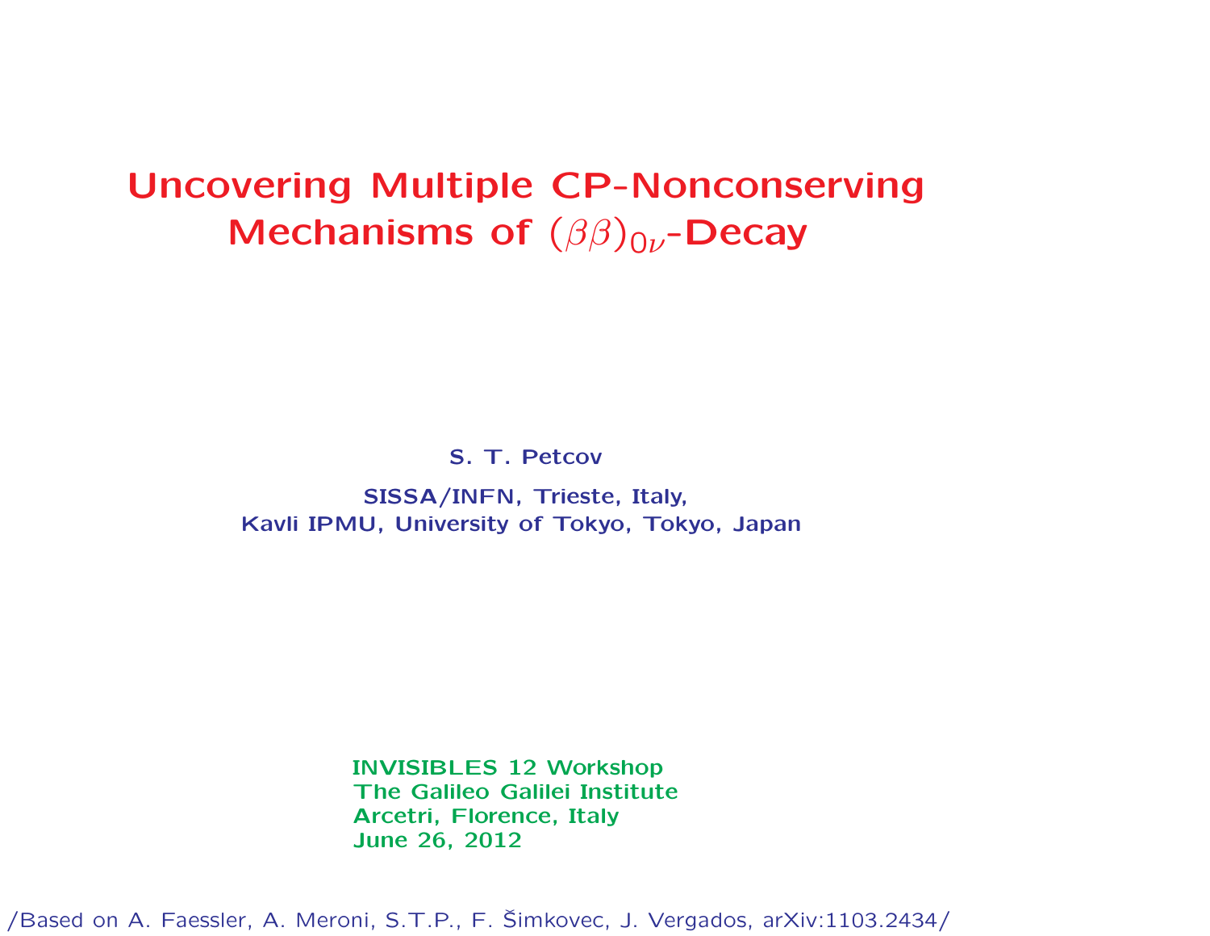# Uncovering Multiple CP-Nonconserving Mechanisms of $(\beta\beta)_{0\nu}$-Decay

**S. T. Petcov**

**SISSA/INFN, Trieste, Italy,**
**Kavli IPMU, University of Tokyo, Tokyo, Japan**

**INVISIBLES 12 Workshop**
**The Galileo Galilei Institute**
**Arcetri, Florence, Italy**
**June 26, 2012**

/Based on A. Faessler, A. Meroni, S.T.P., F. Šimkovec, J. Vergados, arXiv:1103.2434/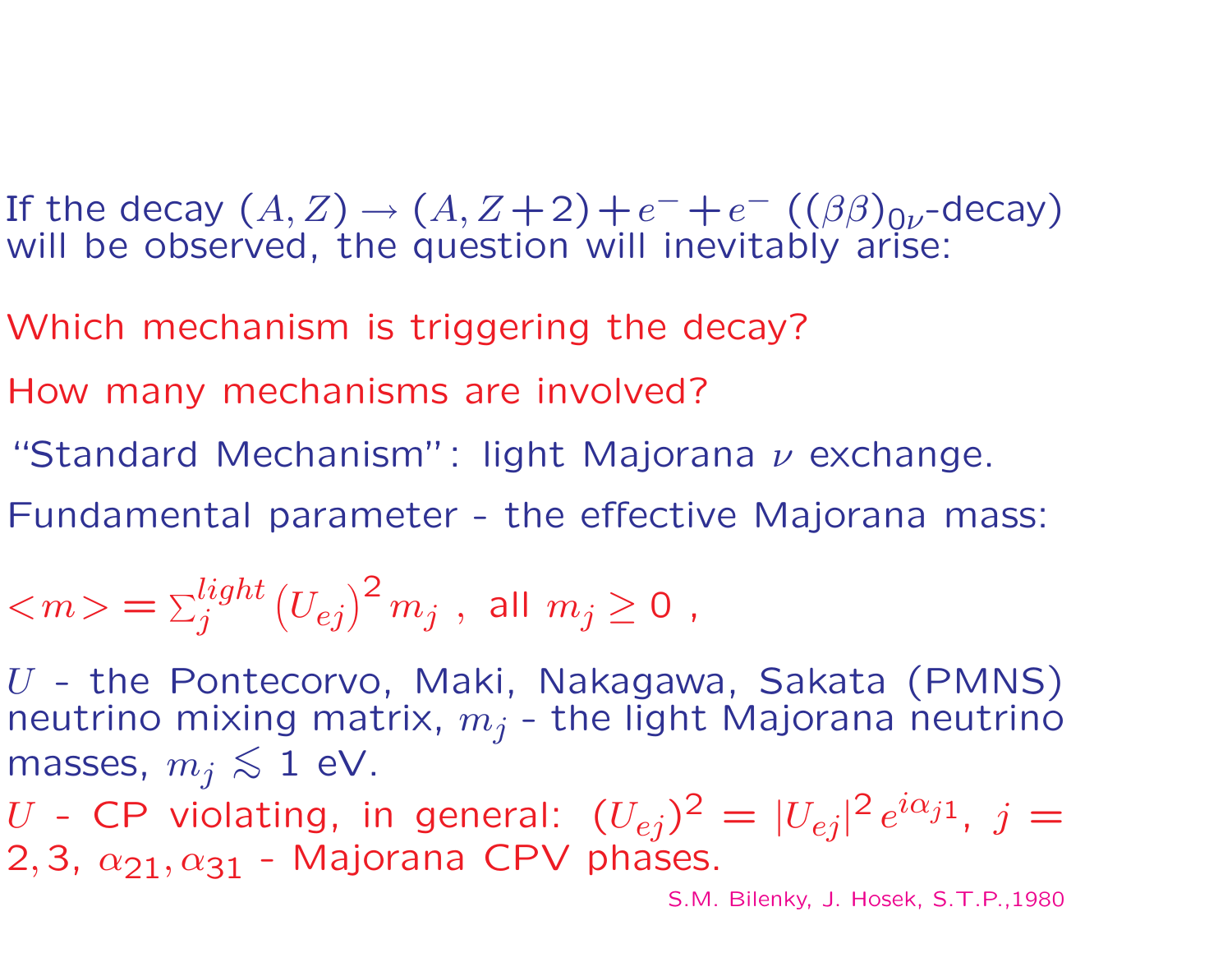If the decay $(A, Z) \rightarrow (A, Z+2) + e^- + e^-$ ($(\beta\beta)_{0\nu}$-decay) will be observed, the question will inevitably arise:

Which mechanism is triggering the decay?

How many mechanisms are involved?

"Standard Mechanism": light Majorana $\nu$ exchange.

Fundamental parameter - the effective Majorana mass:

$< m > = \sum_j^{light} \left(U_{ej}\right)^2 m_j$ , all $m_j \geq 0$ ,

$U$ - the Pontecorvo, Maki, Nakagawa, Sakata (PMNS) neutrino mixing matrix, $m_j$ - the light Majorana neutrino masses, $m_j \lesssim 1$ eV.

$U$ - CP violating, in general: $(U_{ej})^2 = |U_{ej}|^2 e^{i\alpha_{j1}}$, $j = 2, 3$, $\alpha_{21}, \alpha_{31}$ - Majorana CPV phases.

S.M. Bilenky, J. Hosek, S.T.P.,1980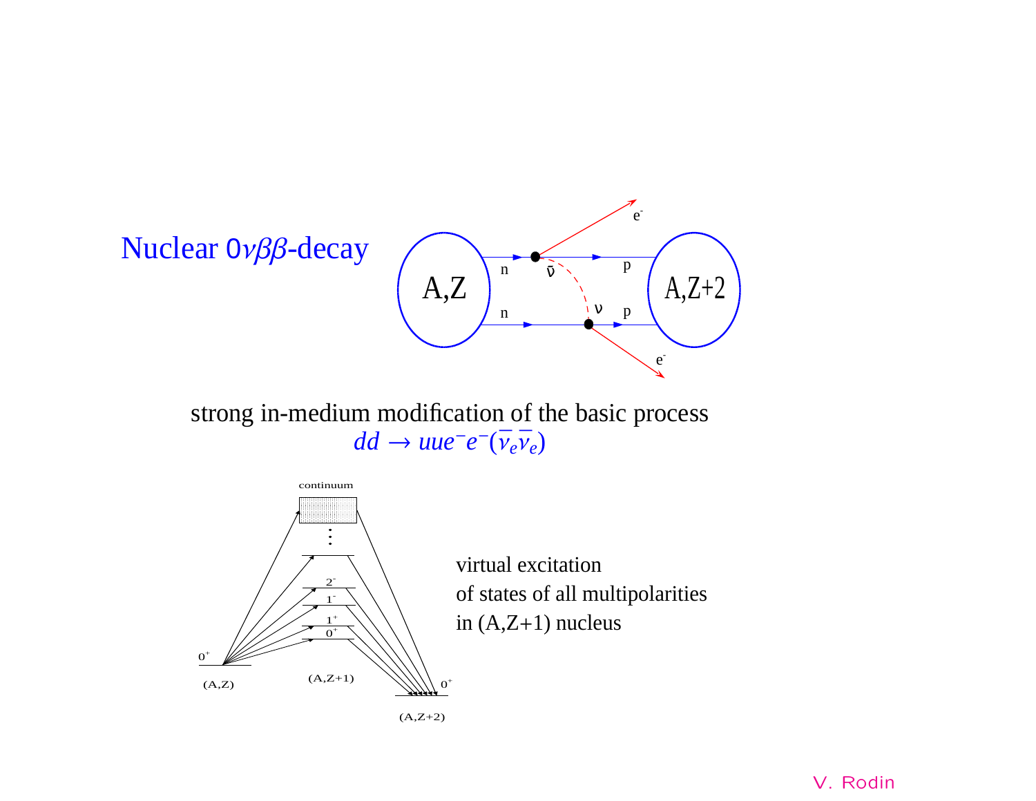## Nuclear $0\nu\beta\beta$-decay

strong in-medium modification of the basic process

$$dd \rightarrow uue^-e^-(\overline{\nu}_e\overline{\nu}_e)$$

virtual excitation
of states of all multipolarities
in (A,Z+1) nucleus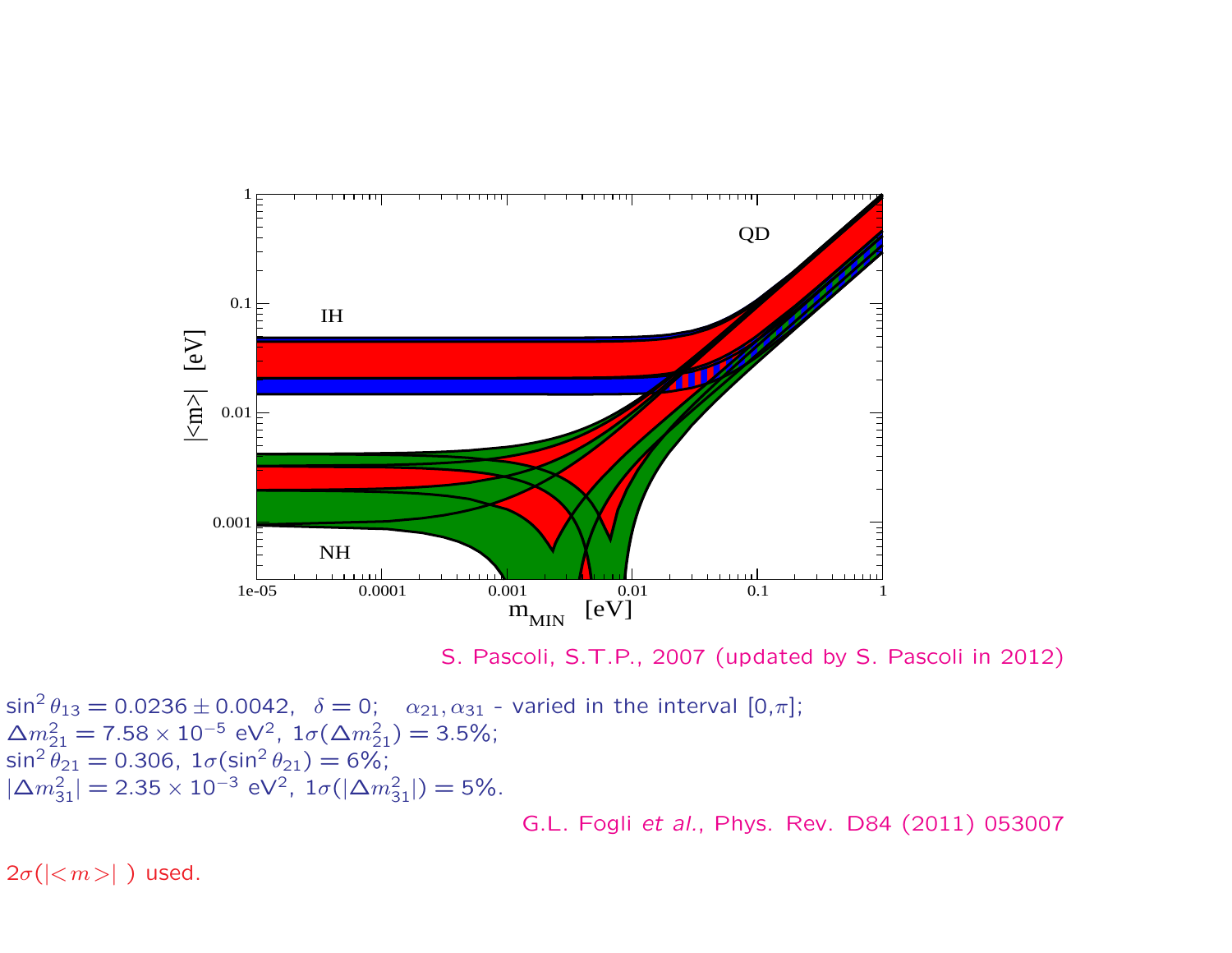S. Pascoli, S.T.P., 2007 (updated by S. Pascoli in 2012)

$\sin^2\theta_{13} = 0.0236 \pm 0.0042$, $\delta = 0$; $\alpha_{21}, \alpha_{31}$ - varied in the interval $[0,\pi]$;
$\Delta m^2_{21} = 7.58 \times 10^{-5}$ eV$^2$, $1\sigma(\Delta m^2_{21}) = 3.5\%$;
$\sin^2\theta_{21} = 0.306$, $1\sigma(\sin^2\theta_{21}) = 6\%$;
$|\Delta m^2_{31}| = 2.35 \times 10^{-3}$ eV$^2$, $1\sigma(|\Delta m^2_{31}|) = 5\%$.

G.L. Fogli *et al.*, Phys. Rev. D84 (2011) 053007

$2\sigma(|<m>|)$ used.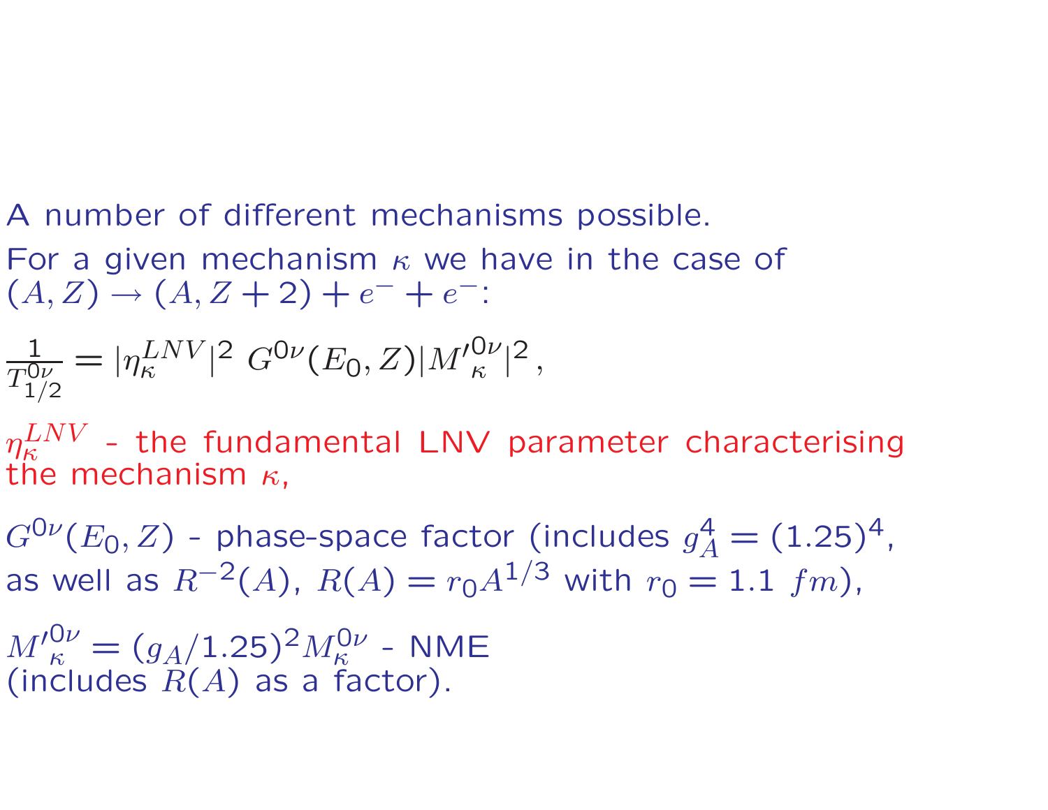A number of different mechanisms possible.

For a given mechanism $\kappa$ we have in the case of $(A, Z) \rightarrow (A, Z+2) + e^- + e^-$:

$$\frac{1}{T^{0\nu}_{1/2}} = |\eta^{LNV}_{\kappa}|^2 \; G^{0\nu}(E_0, Z) |M'^{0\nu}_{\kappa}|^2 \,,$$

$\eta^{LNV}_{\kappa}$ - the fundamental LNV parameter characterising the mechanism $\kappa$,

$G^{0\nu}(E_0, Z)$ - phase-space factor (includes $g_A^4 = (1.25)^4$, as well as $R^{-2}(A)$, $R(A) = r_0 A^{1/3}$ with $r_0 = 1.1 \; fm$),

$M'^{0\nu}_{\kappa} = (g_A/1.25)^2 M^{0\nu}_{\kappa}$ - NME (includes $R(A)$ as a factor).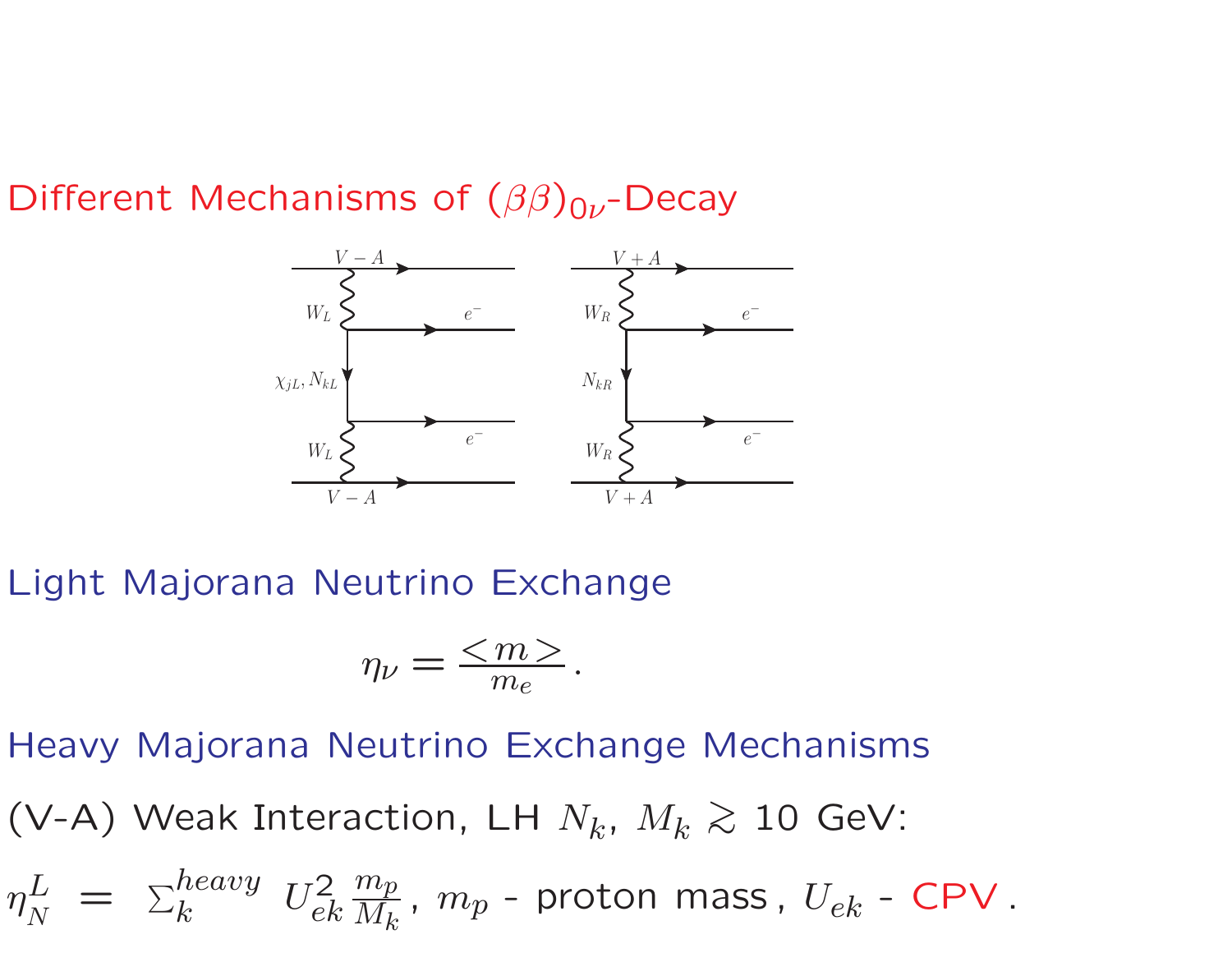## Different Mechanisms of $(\beta\beta)_{0\nu}$-Decay

### Light Majorana Neutrino Exchange

$$\eta_\nu = \frac{<m>}{m_e}.$$

### Heavy Majorana Neutrino Exchange Mechanisms

(V-A) Weak Interaction, LH $N_k$, $M_k \gtrsim 10$ GeV:

$\eta_N^L \;=\; \Sigma_k^{heavy}\; U_{ek}^2 \frac{m_p}{M_k}$, $m_p$ - proton mass , $U_{ek}$ - CPV .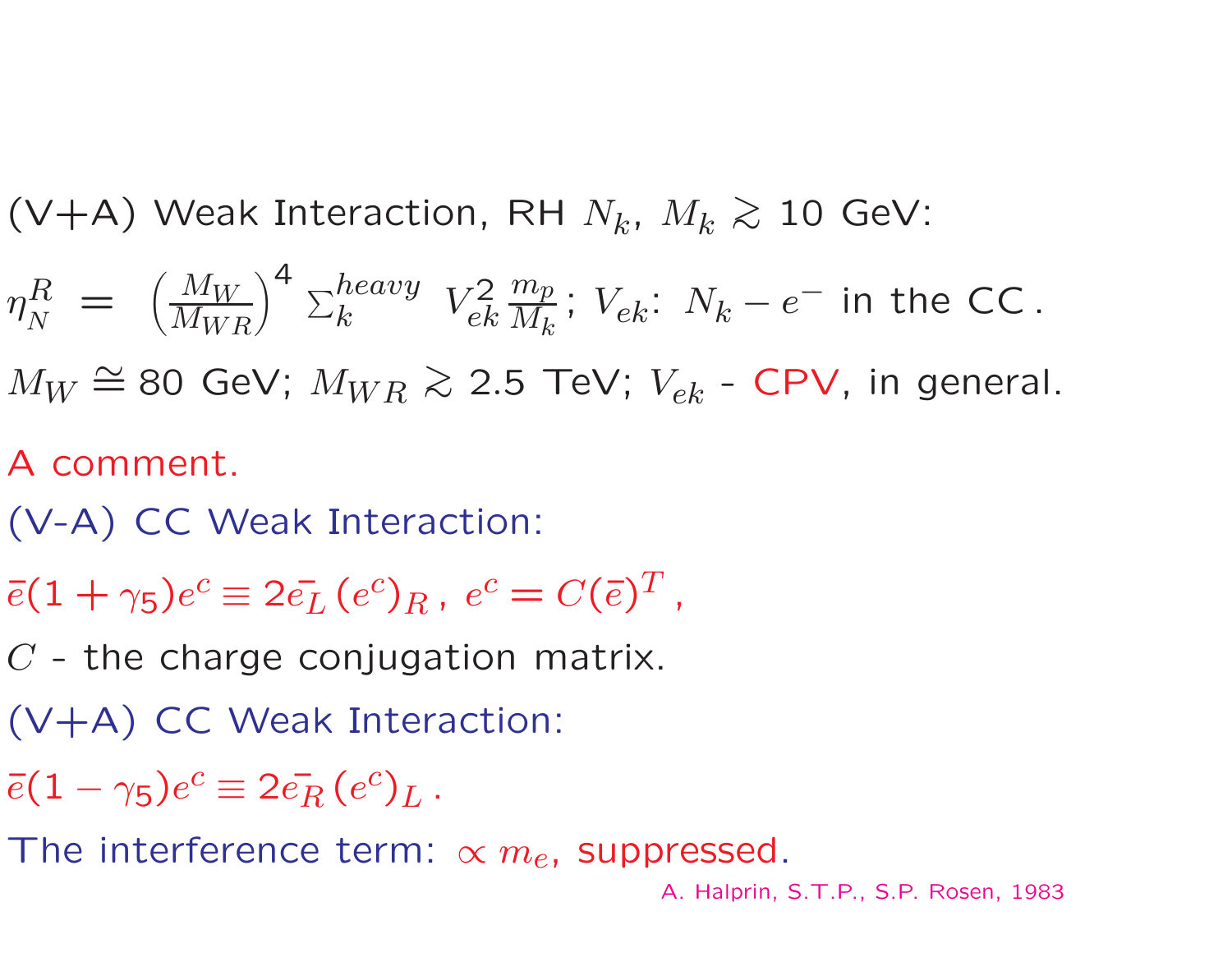(V+A) Weak Interaction, RH $N_k$, $M_k \gtrsim 10$ GeV:

$\eta_N^R \;=\; \left(\frac{M_W}{M_{WR}}\right)^4 \Sigma_k^{heavy}\; V_{ek}^2\,\frac{m_p}{M_k}$; $V_{ek}$: $N_k - e^-$ in the CC.

$M_W \cong 80$ GeV; $M_{WR} \gtrsim 2.5$ TeV; $V_{ek}$ - CPV, in general.

A comment.

(V-A) CC Weak Interaction:

$\bar{e}(1+\gamma_5)e^c \equiv 2\bar{e_L}\,(e^c)_R\,,\; e^c = C(\bar{e})^T\,,$

$C$ - the charge conjugation matrix.

(V+A) CC Weak Interaction:

$\bar{e}(1-\gamma_5)e^c \equiv 2\bar{e_R}\,(e^c)_L\,.$

The interference term: $\propto m_e$, suppressed.

A. Halprin, S.T.P., S.P. Rosen, 1983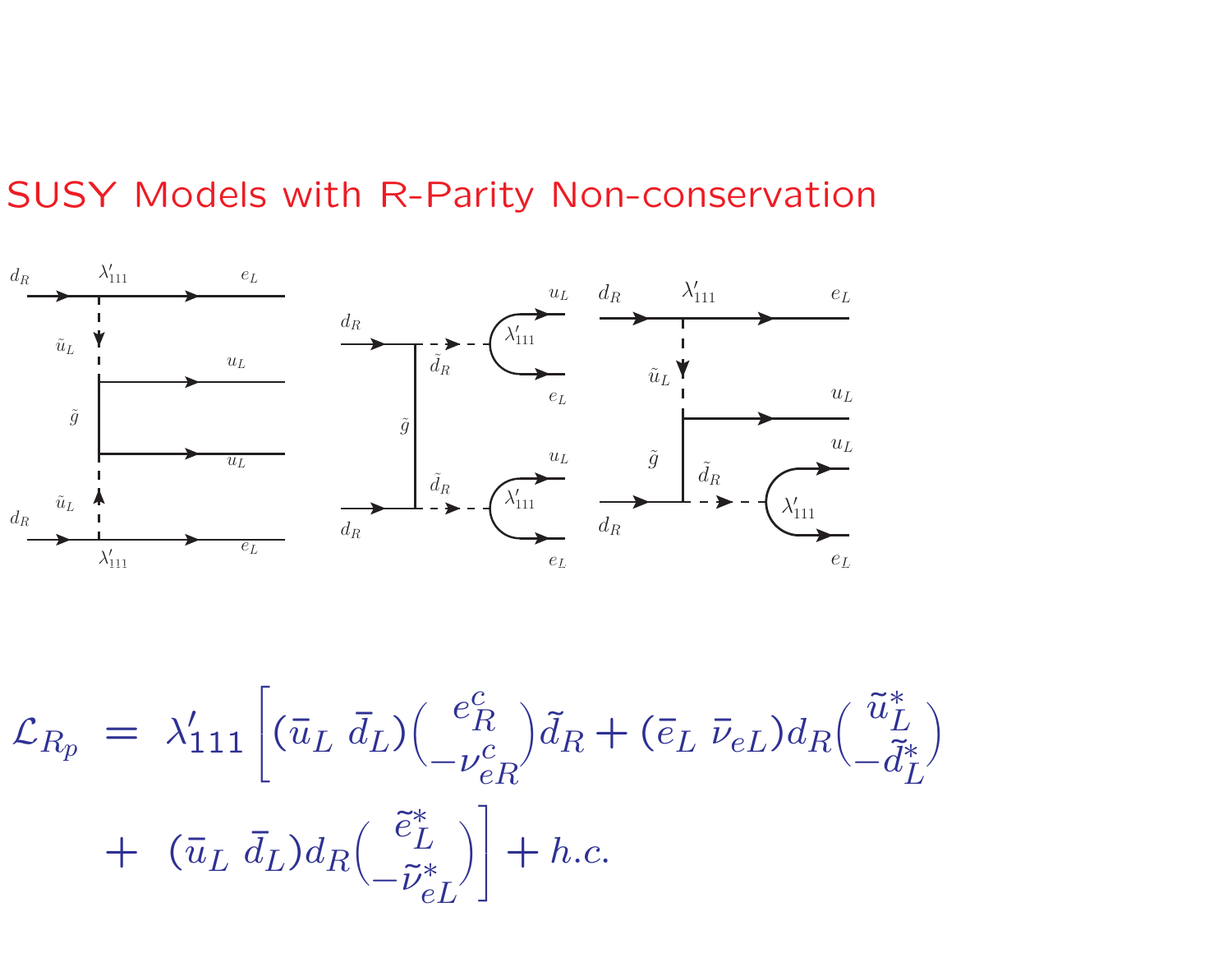# SUSY Models with R-Parity Non-conservation

$$\mathcal{L}_{R_p} = \lambda'_{111}\Big[(\bar{u}_L\ \bar{d}_L)\binom{e^c_R}{-\nu^c_{eR}}\tilde{d}_R + (\bar{e}_L\ \bar{\nu}_{eL})d_R\binom{\tilde{u}^*_L}{-\tilde{d}^*_L}$$

$$+\ (\bar{u}_L\ \bar{d}_L)d_R\binom{\tilde{e}^*_L}{-\tilde{\nu}^*_{eL}}\Big] + h.c.$$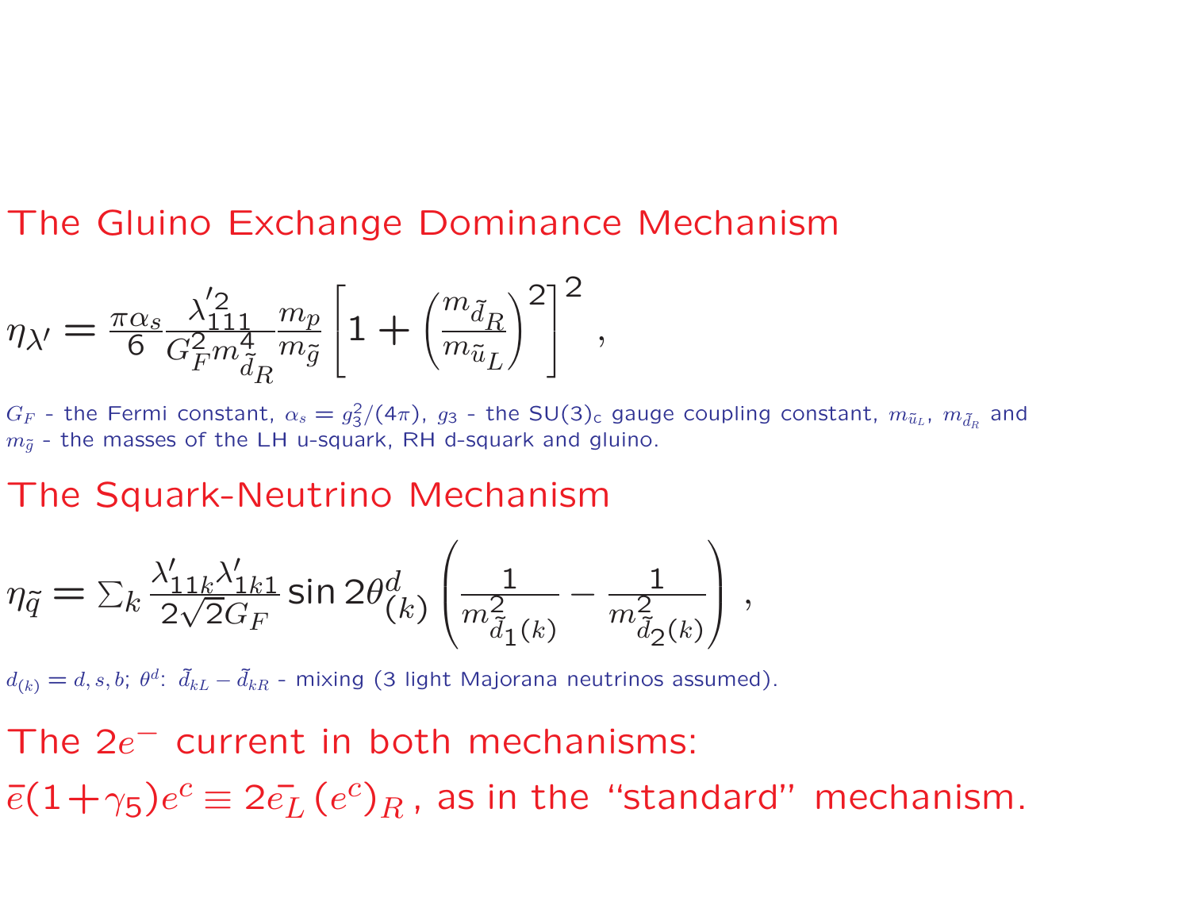## The Gluino Exchange Dominance Mechanism

$$\eta_{\lambda'} = \frac{\pi\alpha_s}{6}\frac{\lambda'^2_{111}}{G_F^2 m^4_{\tilde{d}_R}}\frac{m_p}{m_{\tilde{g}}}\left[1 + \left(\frac{m_{\tilde{d}_R}}{m_{\tilde{u}_L}}\right)^2\right]^2 ,$$

$G_F$ - the Fermi constant, $\alpha_s = g_3^2/(4\pi)$, $g_3$ - the SU(3)$_c$ gauge coupling constant, $m_{\tilde{u}_L}$, $m_{\tilde{d}_R}$ and $m_{\tilde{g}}$ - the masses of the LH u-squark, RH d-squark and gluino.

## The Squark-Neutrino Mechanism

$$\eta_{\tilde{q}} = \sum_k \frac{\lambda'_{11k}\lambda'_{1k1}}{2\sqrt{2}G_F}\sin 2\theta^d_{(k)}\left(\frac{1}{m^2_{\tilde{d}_1(k)}} - \frac{1}{m^2_{\tilde{d}_2(k)}}\right) ,$$

$d_{(k)} = d, s, b$; $\theta^d$: $\tilde{d}_{kL} - \tilde{d}_{kR}$ - mixing (3 light Majorana neutrinos assumed).

## The $2e^-$ current in both mechanisms:

$\bar{e}(1+\gamma_5)e^c \equiv 2\bar{e_L}\,(e^c)_R$, as in the "standard" mechanism.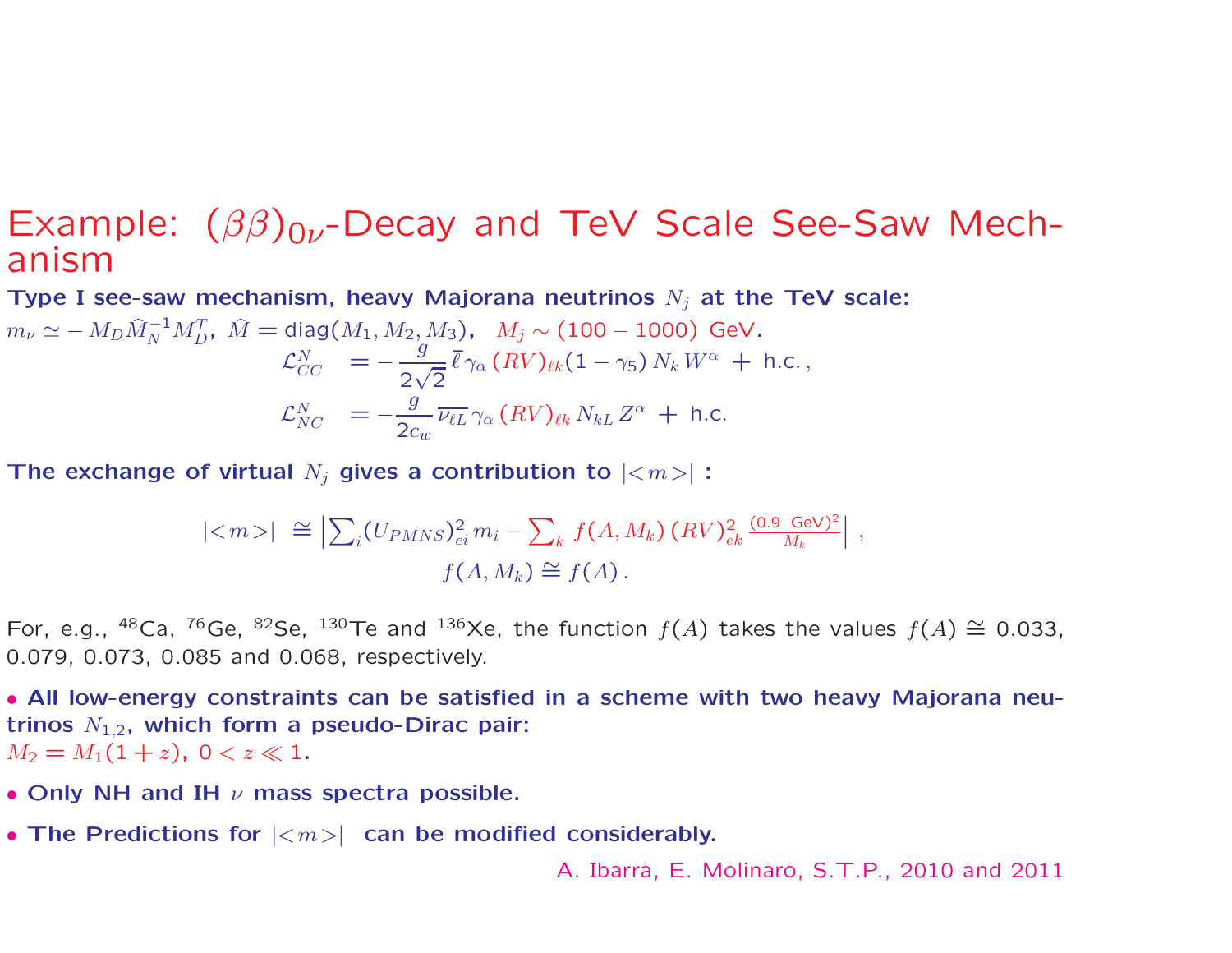# Example: $(\beta\beta)_{0\nu}$-Decay and TeV Scale See-Saw Mechanism

**Type I see-saw mechanism, heavy Majorana neutrinos $N_j$ at the TeV scale:**

$m_\nu \simeq -M_D \widehat{M}_N^{-1} M_D^T$, $\widehat{M} = \text{diag}(M_1, M_2, M_3)$, $M_j \sim (100 - 1000)$ GeV.

$$\mathcal{L}_{CC}^N = -\frac{g}{2\sqrt{2}}\,\bar{\ell}\,\gamma_\alpha\,(RV)_{\ell k}(1-\gamma_5)\,N_k\,W^\alpha \;+\; \text{h.c.}\,,$$

$$\mathcal{L}_{NC}^N = -\frac{g}{2c_w}\,\overline{\nu_{\ell L}}\,\gamma_\alpha\,(RV)_{\ell k}\,N_{kL}\,Z^\alpha \;+\; \text{h.c.}$$

**The exchange of virtual $N_j$ gives a contribution to $|<m>|$ :**

$$|<m>| \;\cong \left|\sum_i (U_{PMNS})_{ei}^2\, m_i - \sum_k f(A, M_k)\,(RV)_{ek}^2\,\frac{(0.9\ \text{GeV})^2}{M_k}\right|\,,$$

$$f(A, M_k) \cong f(A)\,.$$

For, e.g., $^{48}$Ca, $^{76}$Ge, $^{82}$Se, $^{130}$Te and $^{136}$Xe, the function $f(A)$ takes the values $f(A) \cong 0.033$, 0.079, 0.073, 0.085 and 0.068, respectively.

- **All low-energy constraints can be satisfied in a scheme with two heavy Majorana neutrinos $N_{1,2}$, which form a pseudo-Dirac pair:** $M_2 = M_1(1+z)$, $0 < z \ll 1$.
- **Only NH and IH $\nu$ mass spectra possible.**
- **The Predictions for $|<m>|$ can be modified considerably.**

A. Ibarra, E. Molinaro, S.T.P., 2010 and 2011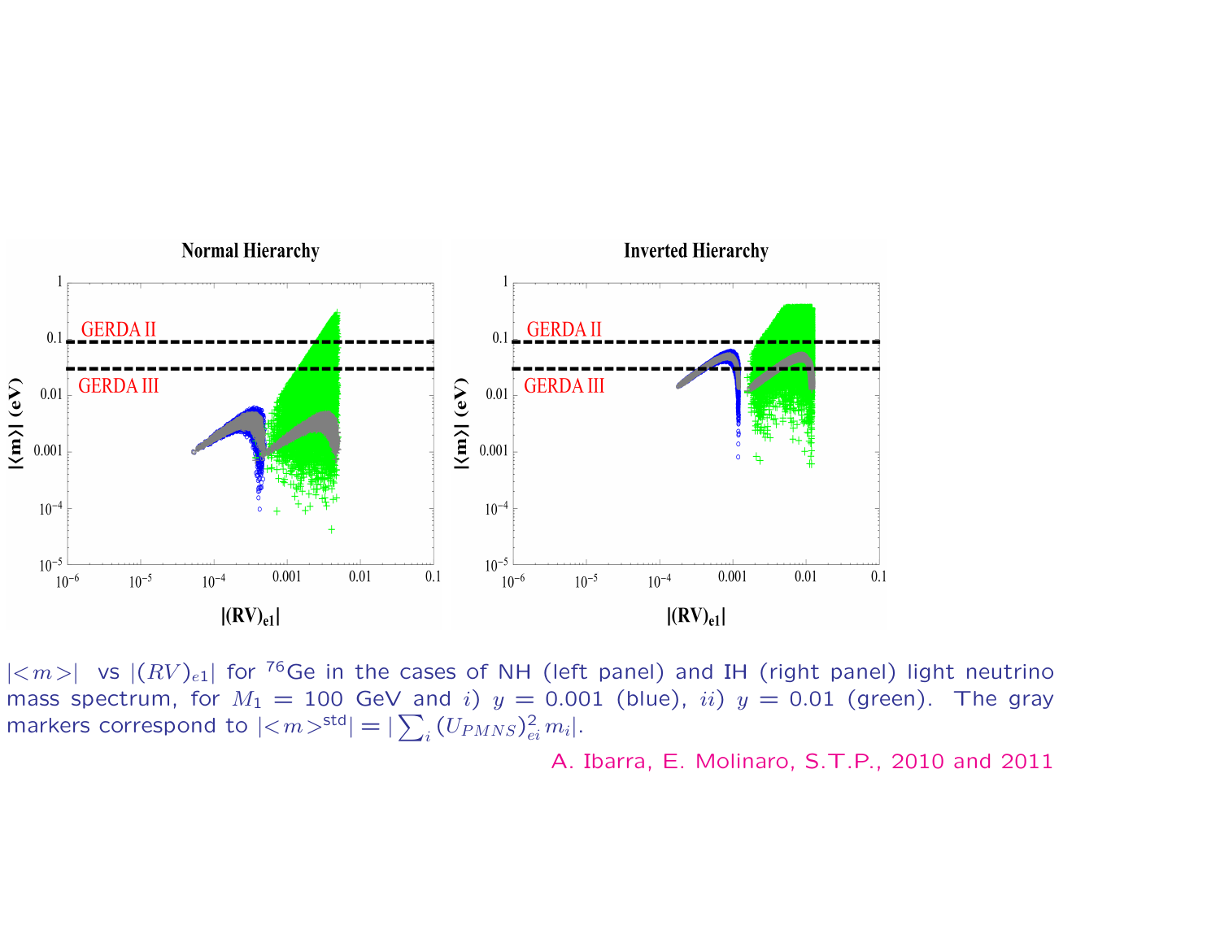$|<m>|$ vs $|(RV)_{e1}|$ for $^{76}$Ge in the cases of NH (left panel) and IH (right panel) light neutrino mass spectrum, for $M_1 = 100$ GeV and $i)$ $y = 0.001$ (blue), $ii)$ $y = 0.01$ (green). The gray markers correspond to $|<m>^{\text{std}}| = |\sum_i (U_{PMNS})^2_{ei}\, m_i|$.

A. Ibarra, E. Molinaro, S.T.P., 2010 and 2011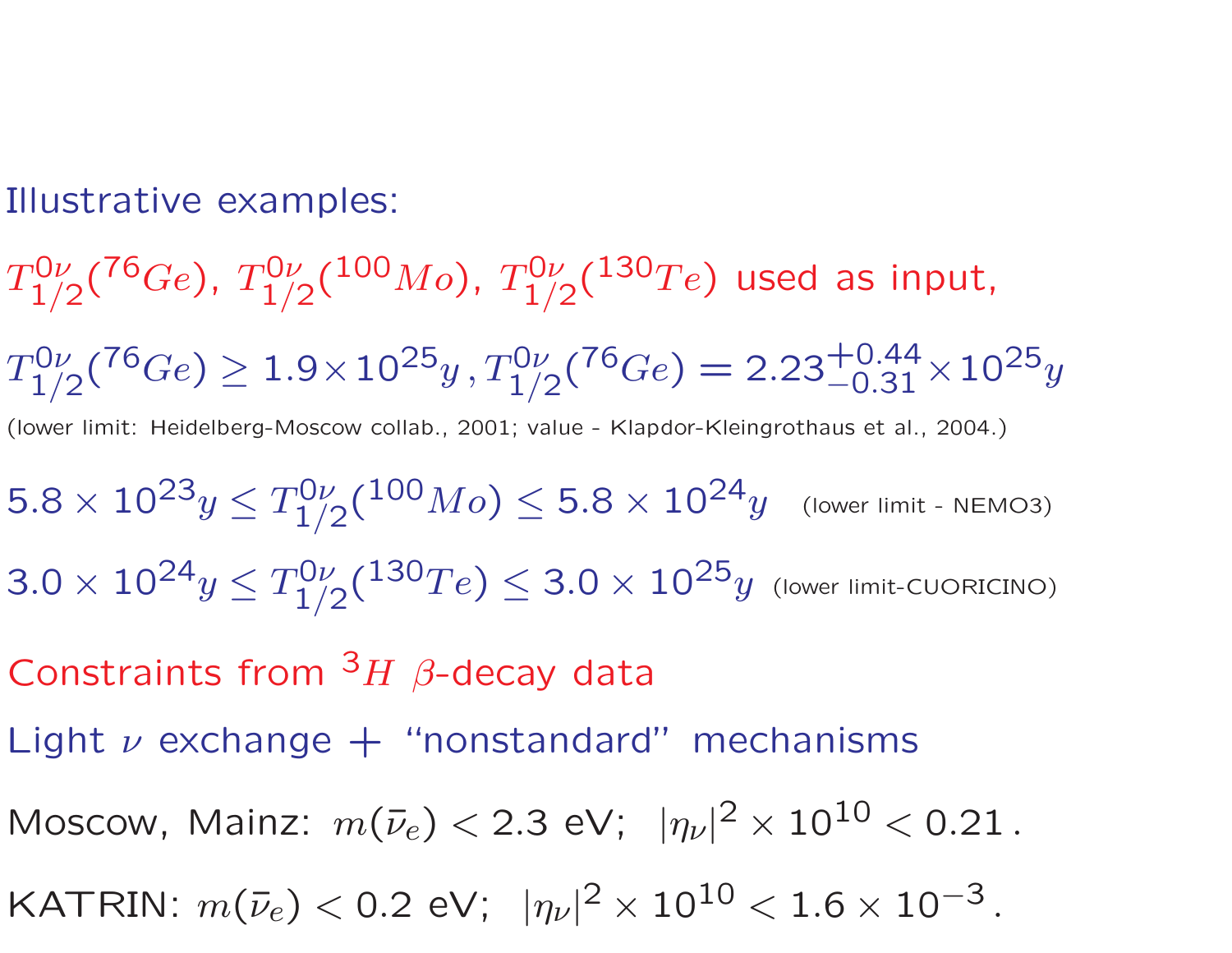Illustrative examples:

$T^{0\nu}_{1/2}(^{76}Ge)$, $T^{0\nu}_{1/2}(^{100}Mo)$, $T^{0\nu}_{1/2}(^{130}Te)$ used as input,

$T^{0\nu}_{1/2}(^{76}Ge) \geq 1.9 \times 10^{25} y\,, T^{0\nu}_{1/2}(^{76}Ge) = 2.23^{+0.44}_{-0.31} \times 10^{25} y$

(lower limit: Heidelberg-Moscow collab., 2001; value - Klapdor-Kleingrothaus et al., 2004.)

$5.8 \times 10^{23} y \leq T^{0\nu}_{1/2}(^{100}Mo) \leq 5.8 \times 10^{24} y$ (lower limit - NEMO3)

$3.0 \times 10^{24} y \leq T^{0\nu}_{1/2}(^{130}Te) \leq 3.0 \times 10^{25} y$ (lower limit-CUORICINO)

Constraints from $^{3}H$ $\beta$-decay data

Light $\nu$ exchange + "nonstandard" mechanisms

Moscow, Mainz: $m(\bar{\nu}_e) < 2.3$ eV; $|\eta_\nu|^2 \times 10^{10} < 0.21\,.$

KATRIN: $m(\bar{\nu}_e) < 0.2$ eV; $|\eta_\nu|^2 \times 10^{10} < 1.6 \times 10^{-3}\,.$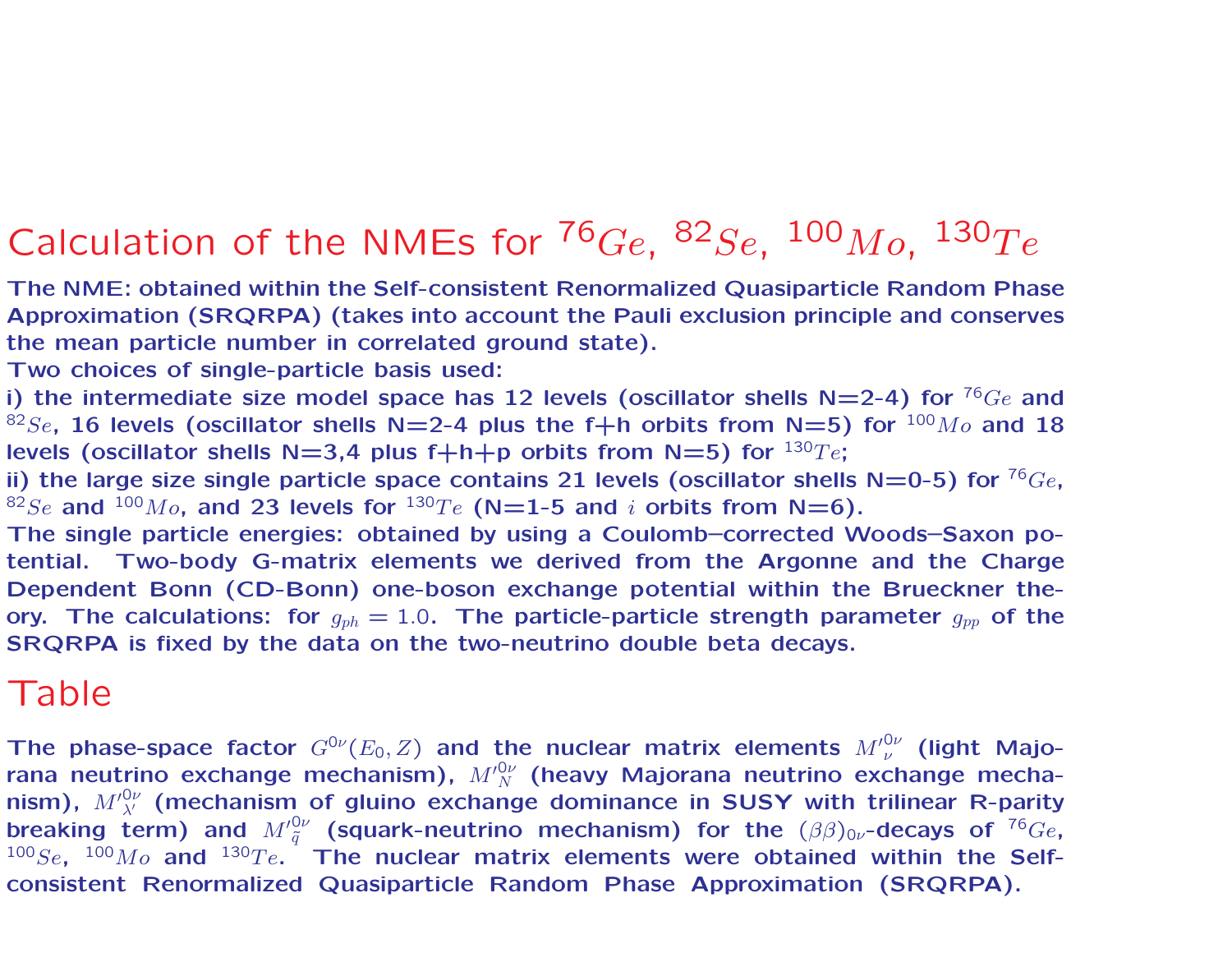# Calculation of the NMEs for $^{76}Ge$, $^{82}Se$, $^{100}Mo$, $^{130}Te$

**The NME: obtained within the Self-consistent Renormalized Quasiparticle Random Phase Approximation (SRQRPA) (takes into account the Pauli exclusion principle and conserves the mean particle number in correlated ground state).**
**Two choices of single-particle basis used:**
**i) the intermediate size model space has 12 levels (oscillator shells N=2-4) for $^{76}Ge$ and $^{82}Se$, 16 levels (oscillator shells N=2-4 plus the f+h orbits from N=5) for $^{100}Mo$ and 18 levels (oscillator shells N=3,4 plus f+h+p orbits from N=5) for $^{130}Te$;**
**ii) the large size single particle space contains 21 levels (oscillator shells N=0-5) for $^{76}Ge$, $^{82}Se$ and $^{100}Mo$, and 23 levels for $^{130}Te$ (N=1-5 and $i$ orbits from N=6).**
**The single particle energies: obtained by using a Coulomb–corrected Woods–Saxon potential. Two-body G-matrix elements we derived from the Argonne and the Charge Dependent Bonn (CD-Bonn) one-boson exchange potential within the Brueckner theory. The calculations: for $g_{ph} = 1.0$. The particle-particle strength parameter $g_{pp}$ of the SRQRPA is fixed by the data on the two-neutrino double beta decays.**

# Table

**The phase-space factor $G^{0\nu}(E_0, Z)$ and the nuclear matrix elements $M'^{0\nu}_{\nu}$ (light Majorana neutrino exchange mechanism), $M'^{0\nu}_{N}$ (heavy Majorana neutrino exchange mechanism), $M'^{0\nu}_{\lambda'}$ (mechanism of gluino exchange dominance in SUSY with trilinear R-parity breaking term) and $M'^{0\nu}_{\tilde{q}}$ (squark-neutrino mechanism) for the $(\beta\beta)_{0\nu}$-decays of $^{76}Ge$, $^{100}Se$, $^{100}Mo$ and $^{130}Te$. The nuclear matrix elements were obtained within the Self-consistent Renormalized Quasiparticle Random Phase Approximation (SRQRPA).**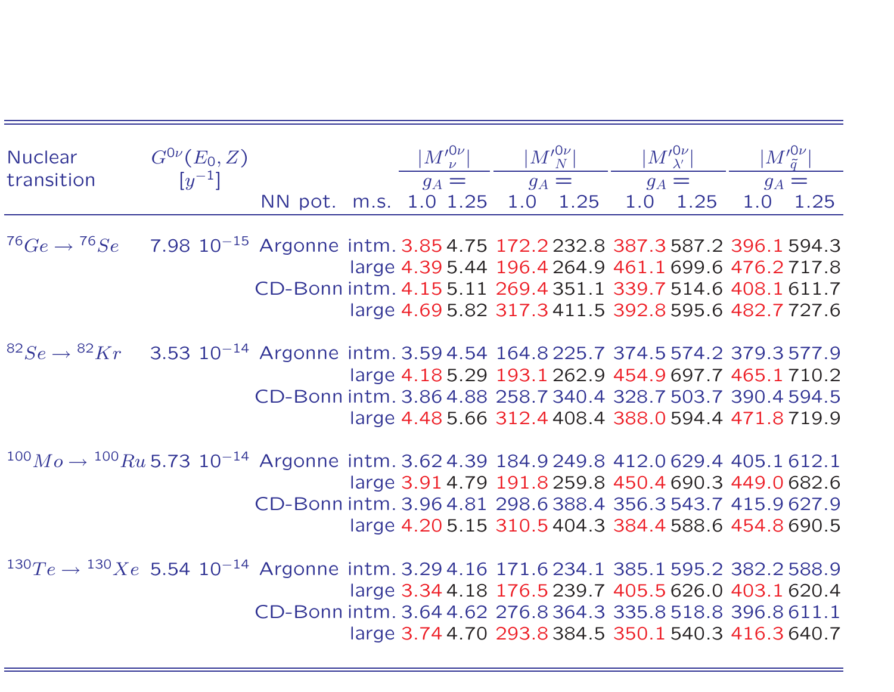| Nuclear transition | $G^{0\nu}(E_0, Z)$ $[y^{-1}]$ | NN pot. | m.s. | $\lvert M'^{0\nu}_{\nu}\rvert$ $g_A =$ 1.0 | 1.25 | $\lvert M'^{0\nu}_{N}\rvert$ $g_A =$ 1.0 | 1.25 | $\lvert M'^{0\nu}_{\lambda'}\rvert$ $g_A =$ 1.0 | 1.25 | $\lvert M'^{0\nu}_{\tilde{q}}\rvert$ $g_A =$ 1.0 | 1.25 |
|---|---|---|---|---|---|---|---|---|---|---|---|
| $^{76}Ge \rightarrow {}^{76}Se$ | 7.98 $10^{-15}$ | Argonne | intm. | 3.85 | 4.75 | 172.2 | 232.8 | 387.3 | 587.2 | 396.1 | 594.3 |
| | | | large | 4.39 | 5.44 | 196.4 | 264.9 | 461.1 | 699.6 | 476.2 | 717.8 |
| | | CD-Bonn | intm. | 4.15 | 5.11 | 269.4 | 351.1 | 339.7 | 514.6 | 408.1 | 611.7 |
| | | | large | 4.69 | 5.82 | 317.3 | 411.5 | 392.8 | 595.6 | 482.7 | 727.6 |
| $^{82}Se \rightarrow {}^{82}Kr$ | 3.53 $10^{-14}$ | Argonne | intm. | 3.59 | 4.54 | 164.8 | 225.7 | 374.5 | 574.2 | 379.3 | 577.9 |
| | | | large | 4.18 | 5.29 | 193.1 | 262.9 | 454.9 | 697.7 | 465.1 | 710.2 |
| | | CD-Bonn | intm. | 3.86 | 4.88 | 258.7 | 340.4 | 328.7 | 503.7 | 390.4 | 594.5 |
| | | | large | 4.48 | 5.66 | 312.4 | 408.4 | 388.0 | 594.4 | 471.8 | 719.9 |
| $^{100}Mo \rightarrow {}^{100}Ru$ | 5.73 $10^{-14}$ | Argonne | intm. | 3.62 | 4.39 | 184.9 | 249.8 | 412.0 | 629.4 | 405.1 | 612.1 |
| | | | large | 3.91 | 4.79 | 191.8 | 259.8 | 450.4 | 690.3 | 449.0 | 682.6 |
| | | CD-Bonn | intm. | 3.96 | 4.81 | 298.6 | 388.4 | 356.3 | 543.7 | 415.9 | 627.9 |
| | | | large | 4.20 | 5.15 | 310.5 | 404.3 | 384.4 | 588.6 | 454.8 | 690.5 |
| $^{130}Te \rightarrow {}^{130}Xe$ | 5.54 $10^{-14}$ | Argonne | intm. | 3.29 | 4.16 | 171.6 | 234.1 | 385.1 | 595.2 | 382.2 | 588.9 |
| | | | large | 3.34 | 4.18 | 176.5 | 239.7 | 405.5 | 626.0 | 403.1 | 620.4 |
| | | CD-Bonn | intm. | 3.64 | 4.62 | 276.8 | 364.3 | 335.8 | 518.8 | 396.8 | 611.1 |
| | | | large | 3.74 | 4.70 | 293.8 | 384.5 | 350.1 | 540.3 | 416.3 | 640.7 |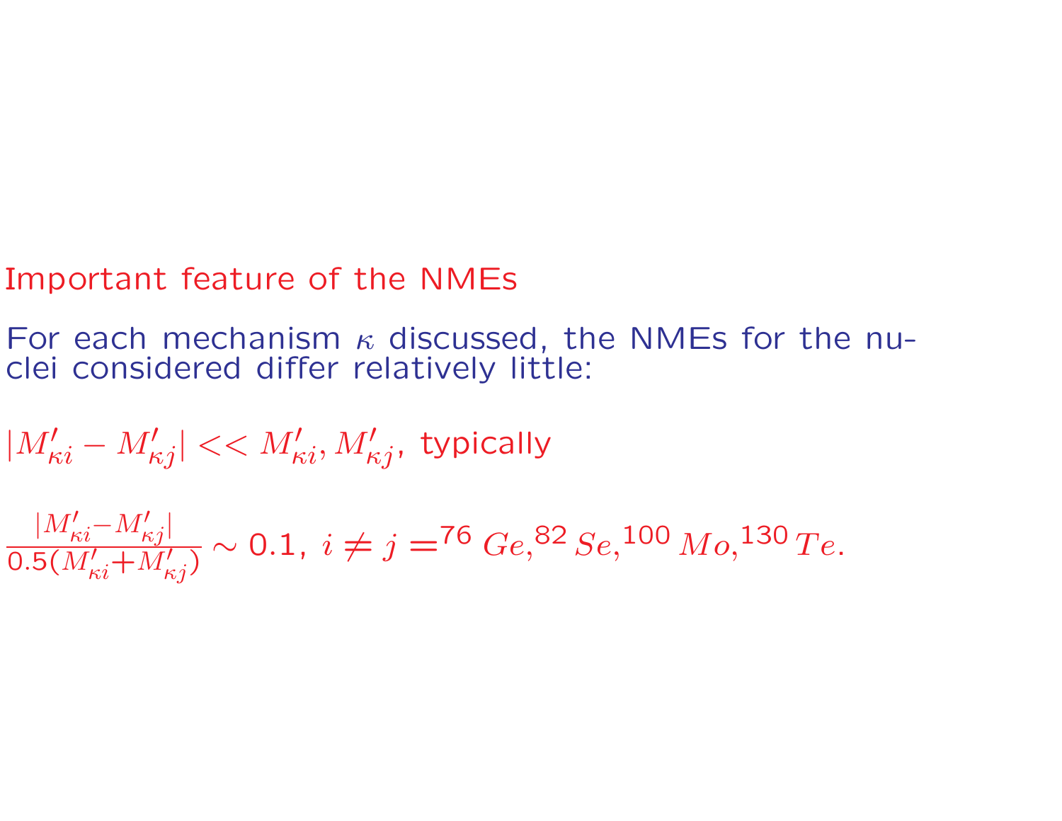## Important feature of the NMEs

For each mechanism $\kappa$ discussed, the NMEs for the nuclei considered differ relatively little:

$|M'_{\kappa i} - M'_{\kappa j}| << M'_{\kappa i}, M'_{\kappa j}$, typically

$\frac{|M'_{\kappa i} - M'_{\kappa j}|}{0.5(M'_{\kappa i} + M'_{\kappa j})} \sim 0.1$, $i \neq j = {}^{76}Ge, {}^{82}Se, {}^{100}Mo, {}^{130}Te$.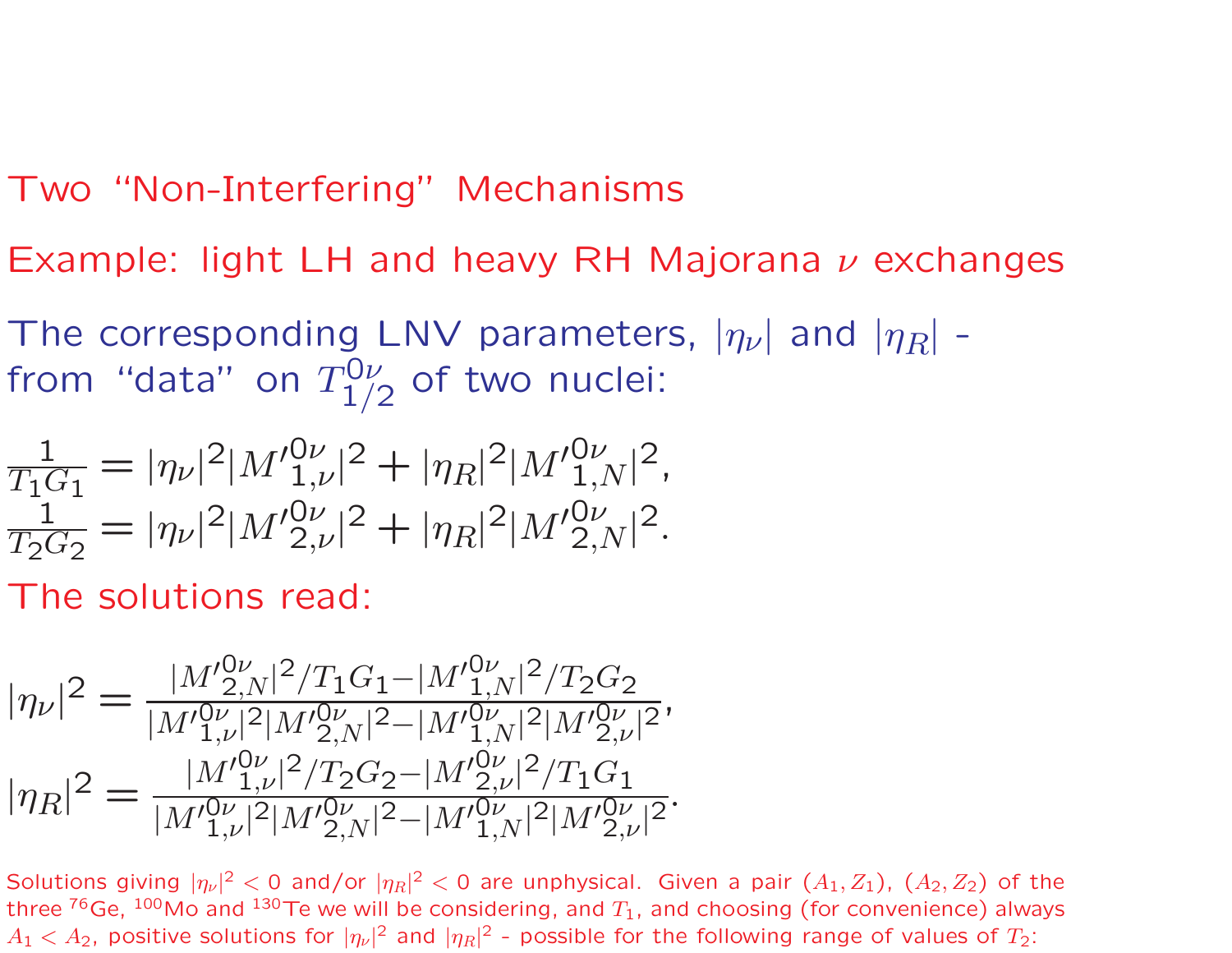## Two “Non-Interfering” Mechanisms

Example: light LH and heavy RH Majorana $\nu$ exchanges

The corresponding LNV parameters, $|\eta_\nu|$ and $|\eta_R|$ - from “data” on $T^{0\nu}_{1/2}$ of two nuclei:

$$\frac{1}{T_1G_1} = |\eta_\nu|^2|{M'}^{0\nu}_{1,\nu}|^2 + |\eta_R|^2|{M'}^{0\nu}_{1,N}|^2,$$
$$\frac{1}{T_2G_2} = |\eta_\nu|^2|{M'}^{0\nu}_{2,\nu}|^2 + |\eta_R|^2|{M'}^{0\nu}_{2,N}|^2.$$

The solutions read:

$$|\eta_\nu|^2 = \frac{|{M'}^{0\nu}_{2,N}|^2/T_1G_1 - |{M'}^{0\nu}_{1,N}|^2/T_2G_2}{|{M'}^{0\nu}_{1,\nu}|^2|{M'}^{0\nu}_{2,N}|^2 - |{M'}^{0\nu}_{1,N}|^2|{M'}^{0\nu}_{2,\nu}|^2},$$
$$|\eta_R|^2 = \frac{|{M'}^{0\nu}_{1,\nu}|^2/T_2G_2 - |{M'}^{0\nu}_{2,\nu}|^2/T_1G_1}{|{M'}^{0\nu}_{1,\nu}|^2|{M'}^{0\nu}_{2,N}|^2 - |{M'}^{0\nu}_{1,N}|^2|{M'}^{0\nu}_{2,\nu}|^2}.$$

Solutions giving $|\eta_\nu|^2 < 0$ and/or $|\eta_R|^2 < 0$ are unphysical. Given a pair $(A_1, Z_1)$, $(A_2, Z_2)$ of the three $^{76}$Ge, $^{100}$Mo and $^{130}$Te we will be considering, and $T_1$, and choosing (for convenience) always $A_1 < A_2$, positive solutions for $|\eta_\nu|^2$ and $|\eta_R|^2$ - possible for the following range of values of $T_2$: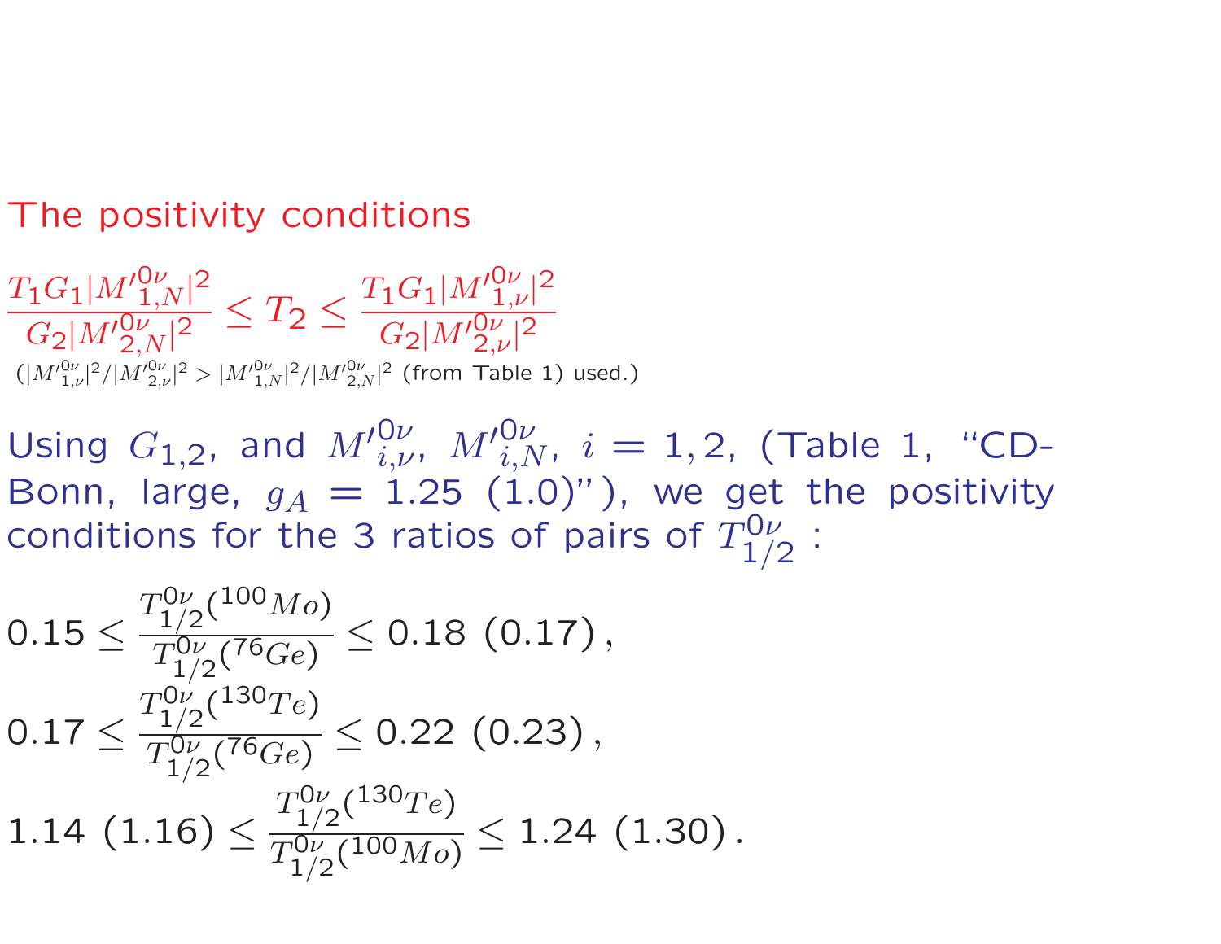## The positivity conditions

$$\frac{T_1 G_1 |{M'}^{0\nu}_{1,N}|^2}{G_2 |{M'}^{0\nu}_{2,N}|^2} \leq T_2 \leq \frac{T_1 G_1 |{M'}^{0\nu}_{1,\nu}|^2}{G_2 |{M'}^{0\nu}_{2,\nu}|^2}$$

($|{M'}^{0\nu}_{1,\nu}|^2 / |{M'}^{0\nu}_{2,\nu}|^2 > |{M'}^{0\nu}_{1,N}|^2 / |{M'}^{0\nu}_{2,N}|^2$ (from Table 1) used.)

Using $G_{1,2}$, and ${M'}^{0\nu}_{i,\nu}$, ${M'}^{0\nu}_{i,N}$, $i = 1, 2$, (Table 1, "CD-Bonn, large, $g_A$ = 1.25 (1.0)"), we get the positivity conditions for the 3 ratios of pairs of $T^{0\nu}_{1/2}$ :

$$0.15 \leq \frac{T^{0\nu}_{1/2}(^{100}Mo)}{T^{0\nu}_{1/2}(^{76}Ge)} \leq 0.18 \ (0.17)\,,$$

$$0.17 \leq \frac{T^{0\nu}_{1/2}(^{130}Te)}{T^{0\nu}_{1/2}(^{76}Ge)} \leq 0.22 \ (0.23)\,,$$

$$1.14 \ (1.16) \leq \frac{T^{0\nu}_{1/2}(^{130}Te)}{T^{0\nu}_{1/2}(^{100}Mo)} \leq 1.24 \ (1.30)\,.$$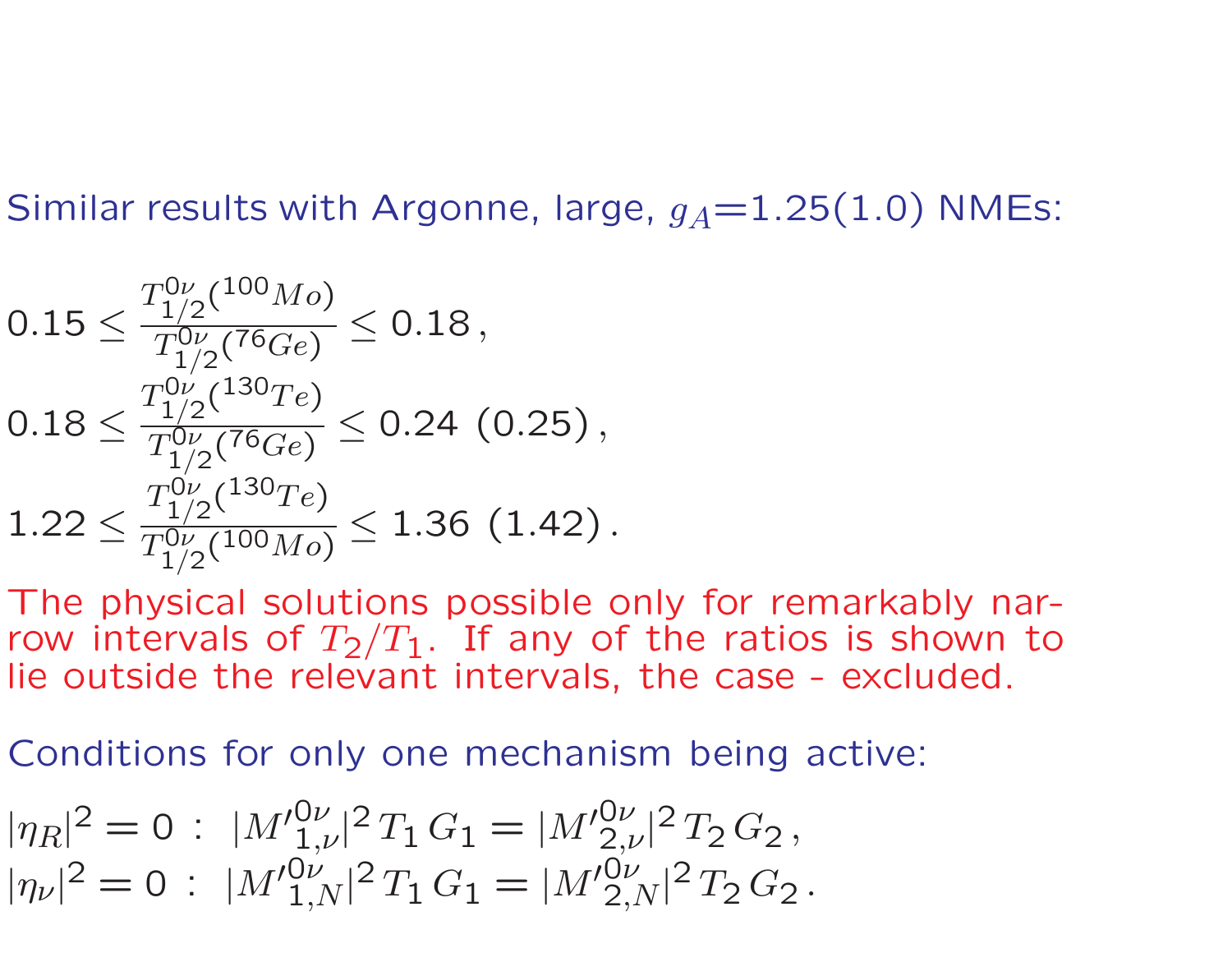Similar results with Argonne, large, $g_A$=1.25(1.0) NMEs:

$$0.15 \leq \frac{T^{0\nu}_{1/2}(^{100}Mo)}{T^{0\nu}_{1/2}(^{76}Ge)} \leq 0.18\,,$$

$$0.18 \leq \frac{T^{0\nu}_{1/2}(^{130}Te)}{T^{0\nu}_{1/2}(^{76}Ge)} \leq 0.24\ (0.25)\,,$$

$$1.22 \leq \frac{T^{0\nu}_{1/2}(^{130}Te)}{T^{0\nu}_{1/2}(^{100}Mo)} \leq 1.36\ (1.42)\,.$$

The physical solutions possible only for remarkably narrow intervals of $T_2/T_1$. If any of the ratios is shown to lie outside the relevant intervals, the case - excluded.

Conditions for only one mechanism being active:

$$|\eta_R|^2 = 0\ :\ |{M'}^{0\nu}_{1,\nu}|^2\, T_1\, G_1 = |{M'}^{0\nu}_{2,\nu}|^2\, T_2\, G_2\,,$$

$$|\eta_\nu|^2 = 0\ :\ |{M'}^{0\nu}_{1,N}|^2\, T_1\, G_1 = |{M'}^{0\nu}_{2,N}|^2\, T_2\, G_2\,.$$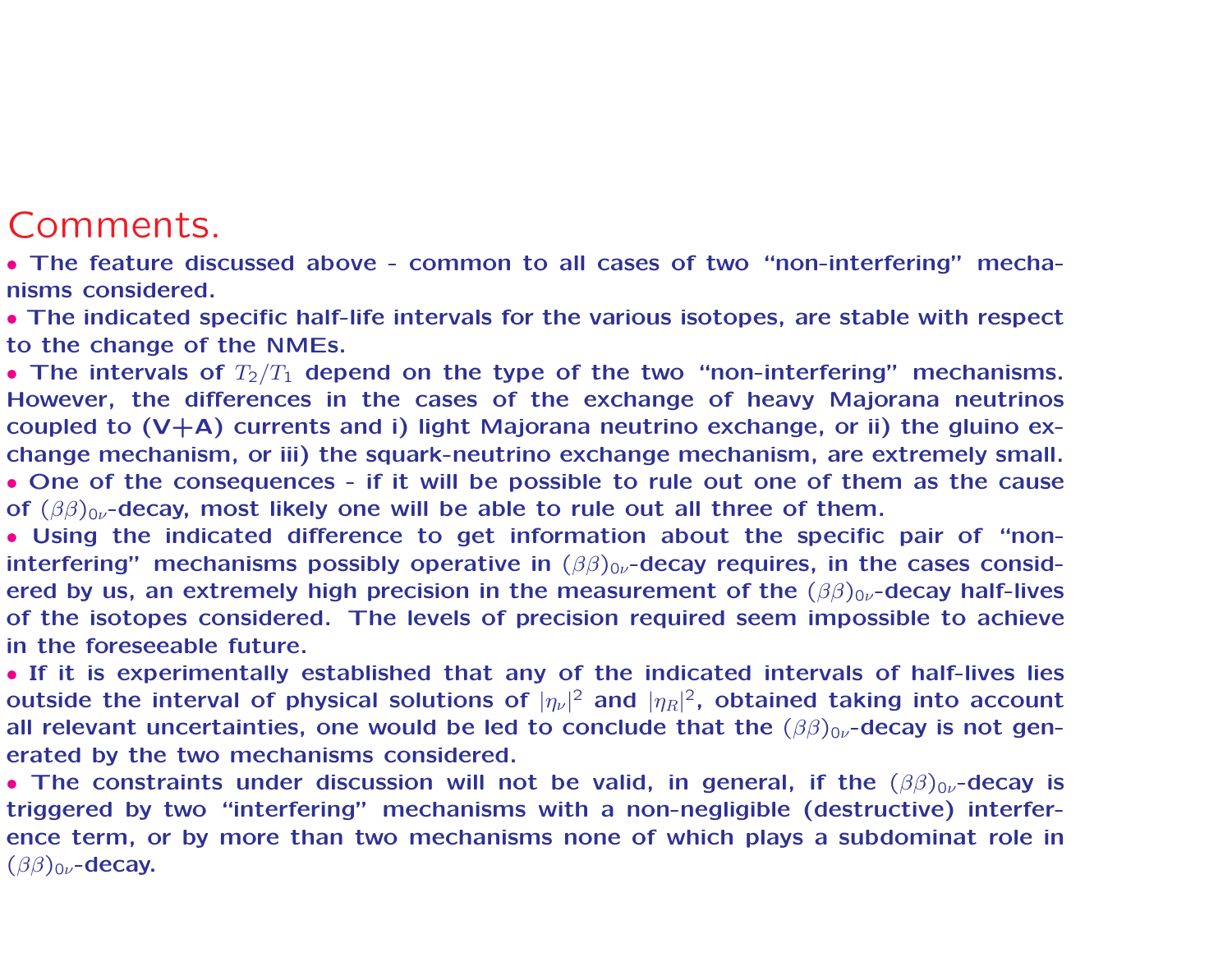# Comments.

- The feature discussed above - common to all cases of two "non-interfering" mechanisms considered.
- The indicated specific half-life intervals for the various isotopes, are stable with respect to the change of the NMEs.
- The intervals of $T_2/T_1$ depend on the type of the two "non-interfering" mechanisms. However, the differences in the cases of the exchange of heavy Majorana neutrinos coupled to (V+A) currents and i) light Majorana neutrino exchange, or ii) the gluino exchange mechanism, or iii) the squark-neutrino exchange mechanism, are extremely small.
- One of the consequences - if it will be possible to rule out one of them as the cause of $(\beta\beta)_{0\nu}$-decay, most likely one will be able to rule out all three of them.
- Using the indicated difference to get information about the specific pair of "non-interfering" mechanisms possibly operative in $(\beta\beta)_{0\nu}$-decay requires, in the cases considered by us, an extremely high precision in the measurement of the $(\beta\beta)_{0\nu}$-decay half-lives of the isotopes considered. The levels of precision required seem impossible to achieve in the foreseeable future.
- If it is experimentally established that any of the indicated intervals of half-lives lies outside the interval of physical solutions of $|\eta_\nu|^2$ and $|\eta_R|^2$, obtained taking into account all relevant uncertainties, one would be led to conclude that the $(\beta\beta)_{0\nu}$-decay is not generated by the two mechanisms considered.
- The constraints under discussion will not be valid, in general, if the $(\beta\beta)_{0\nu}$-decay is triggered by two "interfering" mechanisms with a non-negligible (destructive) interference term, or by more than two mechanisms none of which plays a subdominat role in $(\beta\beta)_{0\nu}$-decay.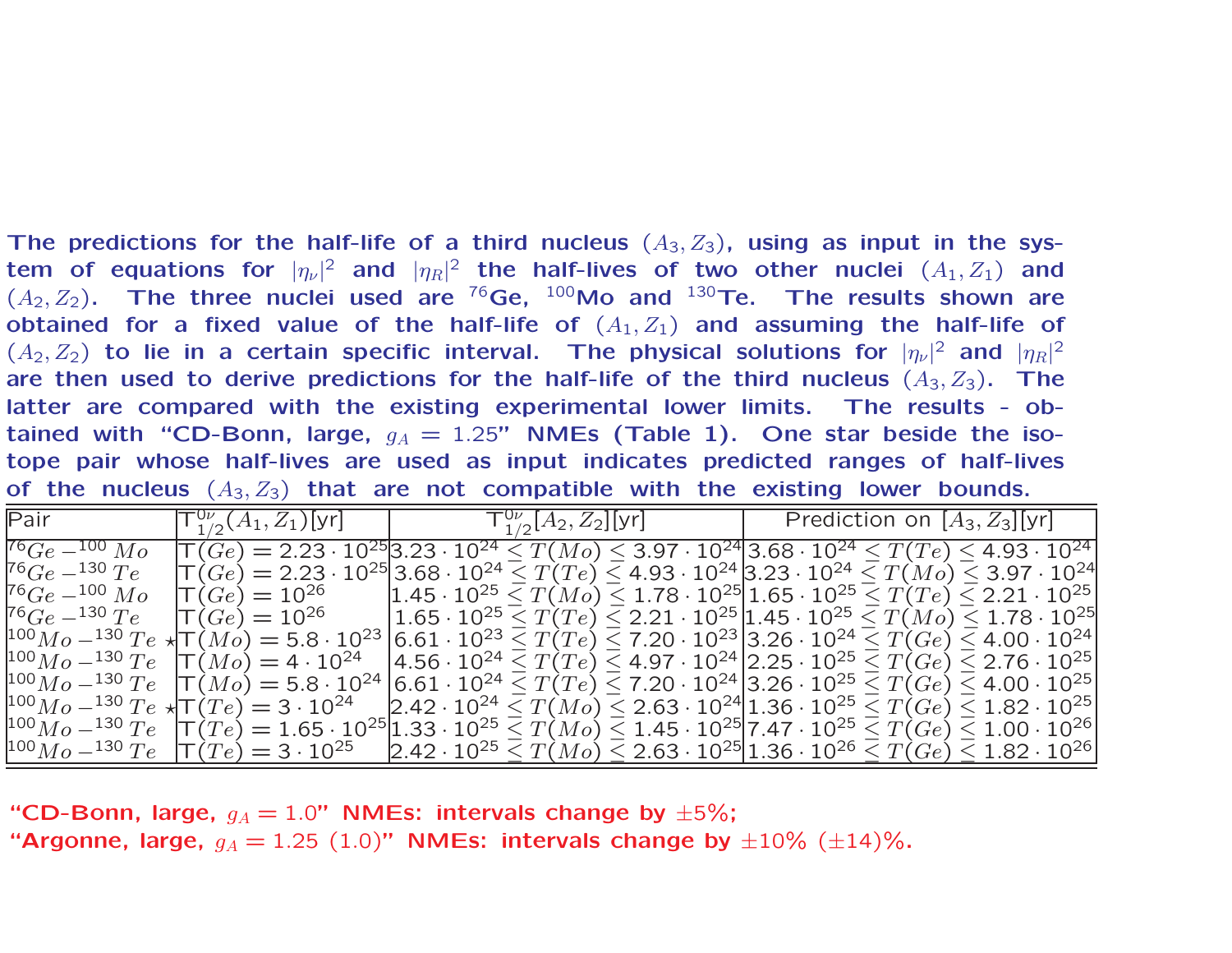**The predictions for the half-life of a third nucleus $(A_3, Z_3)$, using as input in the system of equations for $|\eta_\nu|^2$ and $|\eta_R|^2$ the half-lives of two other nuclei $(A_1, Z_1)$ and $(A_2, Z_2)$. The three nuclei used are $^{76}$Ge, $^{100}$Mo and $^{130}$Te. The results shown are obtained for a fixed value of the half-life of $(A_1, Z_1)$ and assuming the half-life of $(A_2, Z_2)$ to lie in a certain specific interval. The physical solutions for $|\eta_\nu|^2$ and $|\eta_R|^2$ are then used to derive predictions for the half-life of the third nucleus $(A_3, Z_3)$. The latter are compared with the existing experimental lower limits. The results - obtained with "CD-Bonn, large, $g_A = 1.25$" NMEs (Table 1). One star beside the isotope pair whose half-lives are used as input indicates predicted ranges of half-lives of the nucleus $(A_3, Z_3)$ that are not compatible with the existing lower bounds.**

| Pair | $T^{0\nu}_{1/2}(A_1, Z_1)$[yr] | $T^{0\nu}_{1/2}[A_2, Z_2]$[yr] | Prediction on $[A_3, Z_3]$[yr] |
|---|---|---|---|
| $^{76}Ge - ^{100}Mo$ | $T(Ge) = 2.23 \cdot 10^{25}$ | $3.23 \cdot 10^{24} \leq T(Mo) \leq 3.97 \cdot 10^{24}$ | $3.68 \cdot 10^{24} \leq T(Te) \leq 4.93 \cdot 10^{24}$ |
| $^{76}Ge - ^{130}Te$ | $T(Ge) = 2.23 \cdot 10^{25}$ | $3.68 \cdot 10^{24} \leq T(Te) \leq 4.93 \cdot 10^{24}$ | $3.23 \cdot 10^{24} \leq T(Mo) \leq 3.97 \cdot 10^{24}$ |
| $^{76}Ge - ^{100}Mo$ | $T(Ge) = 10^{26}$ | $1.45 \cdot 10^{25} \leq T(Mo) \leq 1.78 \cdot 10^{25}$ | $1.65 \cdot 10^{25} \leq T(Te) \leq 2.21 \cdot 10^{25}$ |
| $^{76}Ge - ^{130}Te$ | $T(Ge) = 10^{26}$ | $1.65 \cdot 10^{25} \leq T(Te) \leq 2.21 \cdot 10^{25}$ | $1.45 \cdot 10^{25} \leq T(Mo) \leq 1.78 \cdot 10^{25}$ |
| $^{100}Mo - ^{130}Te$ ⋆ | $T(Mo) = 5.8 \cdot 10^{23}$ | $6.61 \cdot 10^{23} \leq T(Te) \leq 7.20 \cdot 10^{23}$ | $3.26 \cdot 10^{24} \leq T(Ge) \leq 4.00 \cdot 10^{24}$ |
| $^{100}Mo - ^{130}Te$ | $T(Mo) = 4 \cdot 10^{24}$ | $4.56 \cdot 10^{24} \leq T(Te) \leq 4.97 \cdot 10^{24}$ | $2.25 \cdot 10^{25} \leq T(Ge) \leq 2.76 \cdot 10^{25}$ |
| $^{100}Mo - ^{130}Te$ | $T(Mo) = 5.8 \cdot 10^{24}$ | $6.61 \cdot 10^{24} \leq T(Te) \leq 7.20 \cdot 10^{24}$ | $3.26 \cdot 10^{25} \leq T(Ge) \leq 4.00 \cdot 10^{25}$ |
| $^{100}Mo - ^{130}Te$ ⋆ | $T(Te) = 3 \cdot 10^{24}$ | $2.42 \cdot 10^{24} \leq T(Mo) \leq 2.63 \cdot 10^{24}$ | $1.36 \cdot 10^{25} \leq T(Ge) \leq 1.82 \cdot 10^{25}$ |
| $^{100}Mo - ^{130}Te$ | $T(Te) = 1.65 \cdot 10^{25}$ | $1.33 \cdot 10^{25} \leq T(Mo) \leq 1.45 \cdot 10^{25}$ | $7.47 \cdot 10^{25} \leq T(Ge) \leq 1.00 \cdot 10^{26}$ |
| $^{100}Mo - ^{130}Te$ | $T(Te) = 3 \cdot 10^{25}$ | $2.42 \cdot 10^{25} \leq T(Mo) \leq 2.63 \cdot 10^{25}$ | $1.36 \cdot 10^{26} \leq T(Ge) \leq 1.82 \cdot 10^{26}$ |

**"CD-Bonn, large, $g_A = 1.0$" NMEs: intervals change by $\pm 5\%$;**
**"Argonne, large, $g_A = 1.25$ (1.0)" NMEs: intervals change by $\pm 10\%$ ($\pm 14$)%.**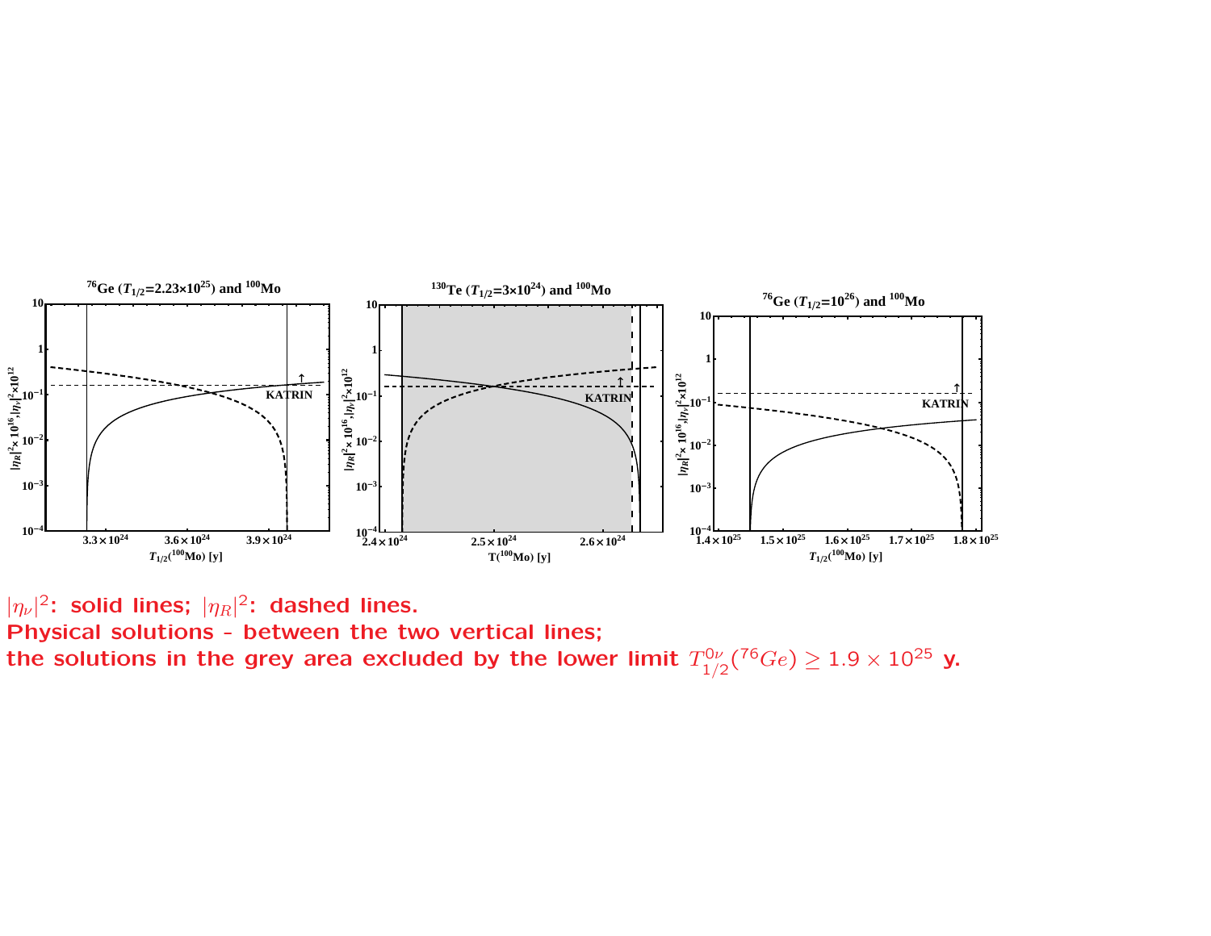$|\eta_\nu|^2$: solid lines; $|\eta_R|^2$: dashed lines.
Physical solutions - between the two vertical lines;
the solutions in the grey area excluded by the lower limit $T_{1/2}^{0\nu}(^{76}Ge) \geq 1.9 \times 10^{25}$ y.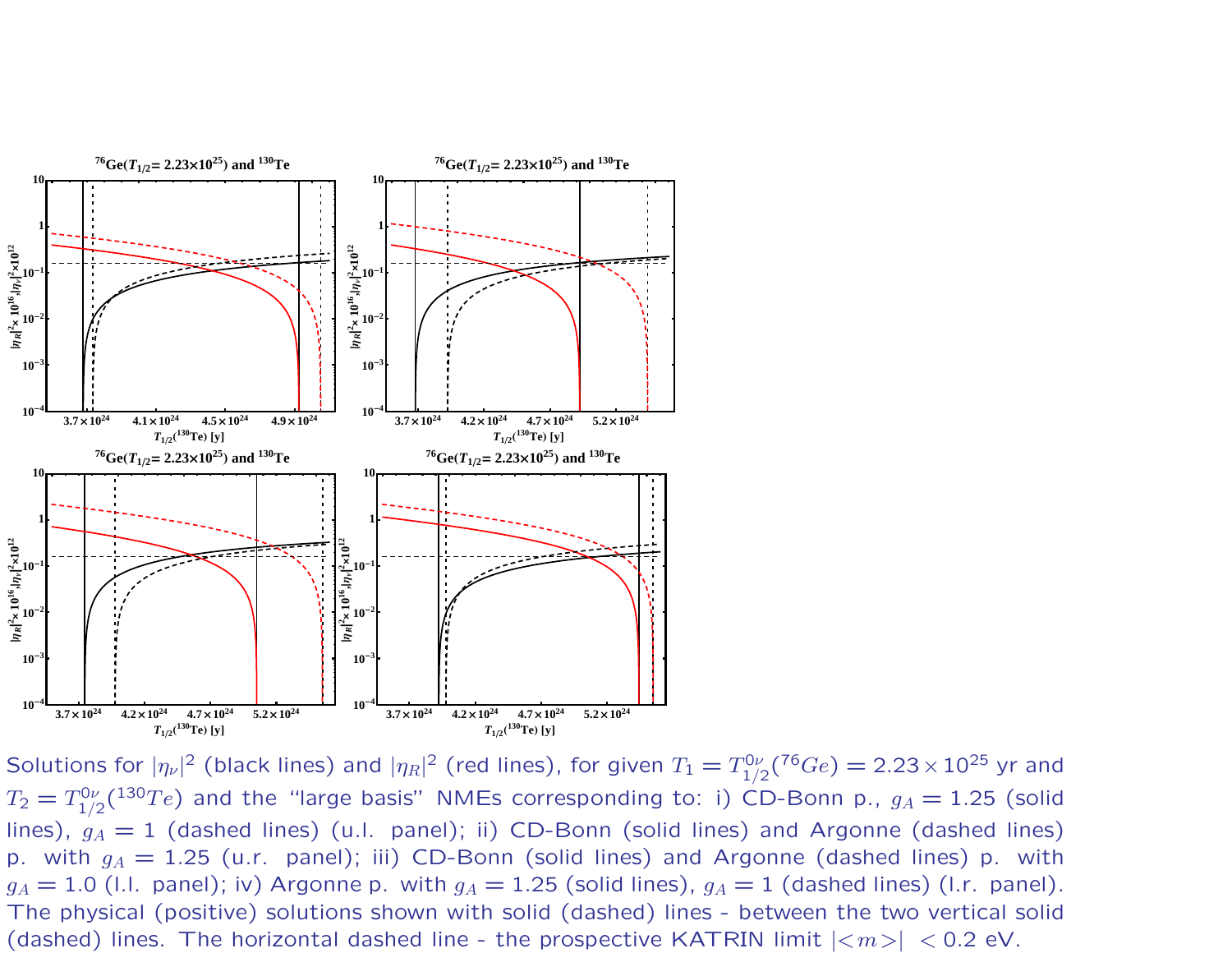Solutions for $|\eta_\nu|^2$ (black lines) and $|\eta_R|^2$ (red lines), for given $T_1 = T^{0\nu}_{1/2}(^{76}Ge) = 2.23 \times 10^{25}$ yr and $T_2 = T^{0\nu}_{1/2}(^{130}Te)$ and the "large basis" NMEs corresponding to: i) CD-Bonn p., $g_A = 1.25$ (solid lines), $g_A = 1$ (dashed lines) (u.l. panel); ii) CD-Bonn (solid lines) and Argonne (dashed lines) p. with $g_A = 1.25$ (u.r. panel); iii) CD-Bonn (solid lines) and Argonne (dashed lines) p. with $g_A = 1.0$ (l.l. panel); iv) Argonne p. with $g_A = 1.25$ (solid lines), $g_A = 1$ (dashed lines) (l.r. panel). The physical (positive) solutions shown with solid (dashed) lines - between the two vertical solid (dashed) lines. The horizontal dashed line - the prospective KATRIN limit $|<m>| < 0.2$ eV.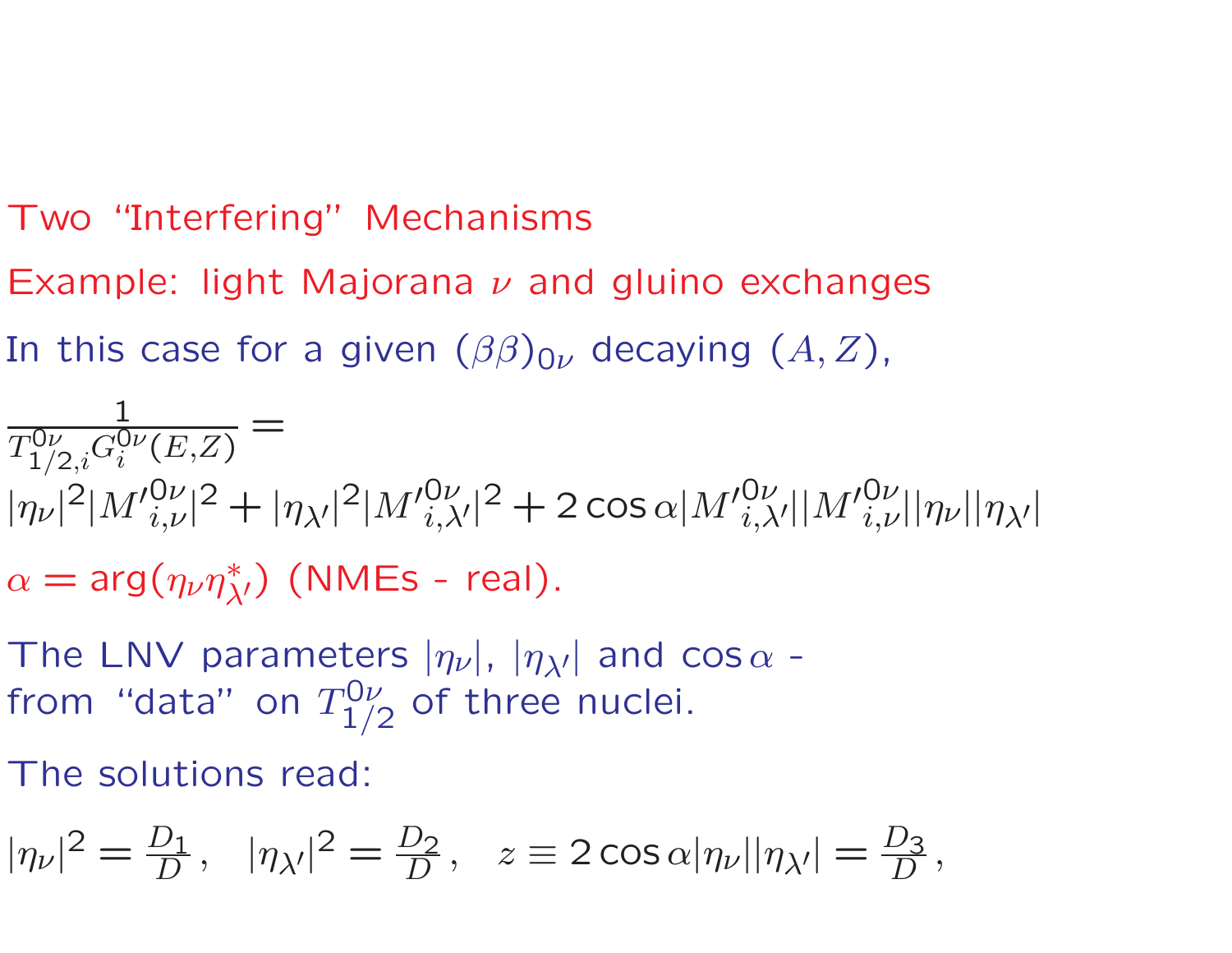## Two "Interfering" Mechanisms

Example: light Majorana $\nu$ and gluino exchanges

In this case for a given $(\beta\beta)_{0\nu}$ decaying $(A, Z)$,

$$\frac{1}{T^{0\nu}_{1/2,i} G^{0\nu}_{i}(E,Z)} =$$

$$|\eta_\nu|^2 |{M'}^{0\nu}_{i,\nu}|^2 + |\eta_{\lambda'}|^2 |{M'}^{0\nu}_{i,\lambda'}|^2 + 2\cos\alpha |{M'}^{0\nu}_{i,\lambda'}||{M'}^{0\nu}_{i,\nu}||\eta_\nu||\eta_{\lambda'}|$$

$\alpha = \arg(\eta_\nu \eta^*_{\lambda'})$ (NMEs - real).

The LNV parameters $|\eta_\nu|$, $|\eta_{\lambda'}|$ and $\cos\alpha$ - from "data" on $T^{0\nu}_{1/2}$ of three nuclei.

The solutions read:

$$|\eta_\nu|^2 = \frac{D_1}{D}\,, \quad |\eta_{\lambda'}|^2 = \frac{D_2}{D}\,, \quad z \equiv 2\cos\alpha |\eta_\nu||\eta_{\lambda'}| = \frac{D_3}{D}\,,$$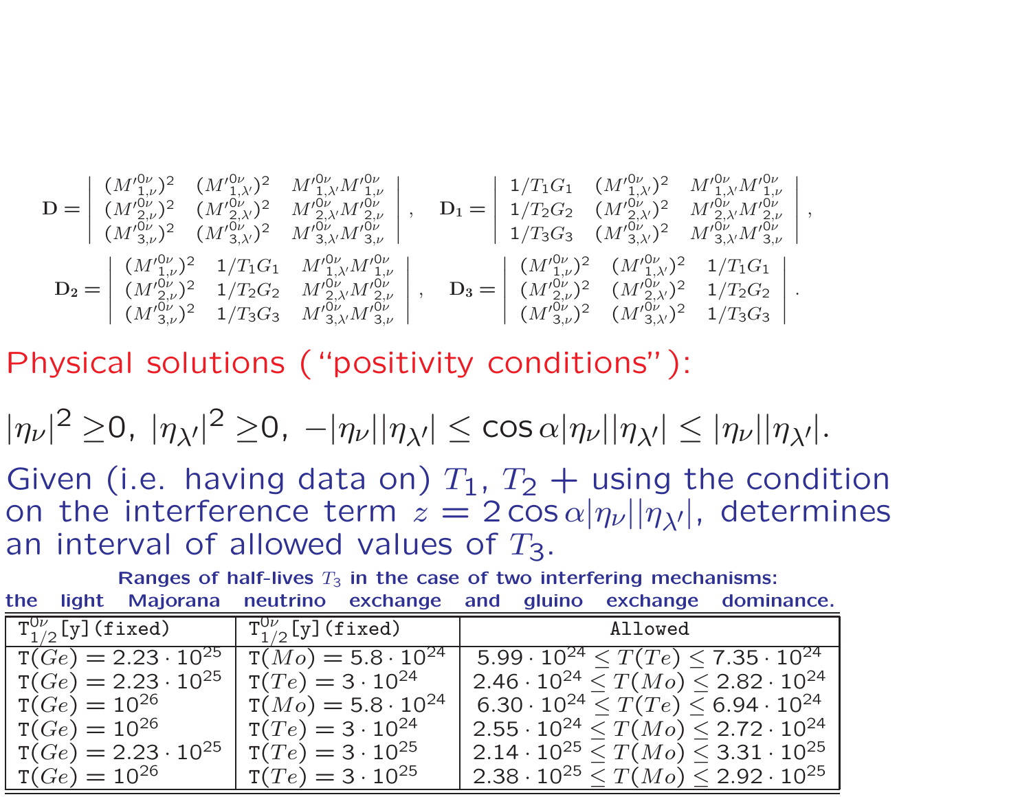$$
\mathbf{D} = \begin{vmatrix} (M'^{0\nu}_{1,\nu})^2 & (M'^{0\nu}_{1,\lambda'})^2 & M'^{0\nu}_{1,\lambda'}M'^{0\nu}_{1,\nu} \\ (M'^{0\nu}_{2,\nu})^2 & (M'^{0\nu}_{2,\lambda'})^2 & M'^{0\nu}_{2,\lambda'}M'^{0\nu}_{2,\nu} \\ (M'^{0\nu}_{3,\nu})^2 & (M'^{0\nu}_{3,\lambda'})^2 & M'^{0\nu}_{3,\lambda'}M'^{0\nu}_{3,\nu} \end{vmatrix}, \quad \mathbf{D_1} = \begin{vmatrix} 1/T_1G_1 & (M'^{0\nu}_{1,\lambda'})^2 & M'^{0\nu}_{1,\lambda'}M'^{0\nu}_{1,\nu} \\ 1/T_2G_2 & (M'^{0\nu}_{2,\lambda'})^2 & M'^{0\nu}_{2,\lambda'}M'^{0\nu}_{2,\nu} \\ 1/T_3G_3 & (M'^{0\nu}_{3,\lambda'})^2 & M'^{0\nu}_{3,\lambda'}M'^{0\nu}_{3,\nu} \end{vmatrix},
$$

$$
\mathbf{D_2} = \begin{vmatrix} (M'^{0\nu}_{1,\nu})^2 & 1/T_1G_1 & M'^{0\nu}_{1,\lambda'}M'^{0\nu}_{1,\nu} \\ (M'^{0\nu}_{2,\nu})^2 & 1/T_2G_2 & M'^{0\nu}_{2,\lambda'}M'^{0\nu}_{2,\nu} \\ (M'^{0\nu}_{3,\nu})^2 & 1/T_3G_3 & M'^{0\nu}_{3,\lambda'}M'^{0\nu}_{3,\nu} \end{vmatrix}, \quad \mathbf{D_3} = \begin{vmatrix} (M'^{0\nu}_{1,\nu})^2 & (M'^{0\nu}_{1,\lambda'})^2 & 1/T_1G_1 \\ (M'^{0\nu}_{2,\nu})^2 & (M'^{0\nu}_{2,\lambda'})^2 & 1/T_2G_2 \\ (M'^{0\nu}_{3,\nu})^2 & (M'^{0\nu}_{3,\lambda'})^2 & 1/T_3G_3 \end{vmatrix}.
$$

Physical solutions ("positivity conditions"):

$$
|\eta_\nu|^2 \geq 0,\ |\eta_{\lambda'}|^2 \geq 0,\ -|\eta_\nu||\eta_{\lambda'}| \leq \cos\alpha|\eta_\nu||\eta_{\lambda'}| \leq |\eta_\nu||\eta_{\lambda'}|.
$$

Given (i.e. having data on) $T_1$, $T_2$ + using the condition on the interference term $z = 2\cos\alpha|\eta_\nu||\eta_{\lambda'}|$, determines an interval of allowed values of $T_3$.

**Ranges of half-lives $T_3$ in the case of two interfering mechanisms: the light Majorana neutrino exchange and gluino exchange dominance.**

| $T^{0\nu}_{1/2}$[y] (fixed) | $T^{0\nu}_{1/2}$[y] (fixed) | Allowed |
|---|---|---|
| $T(Ge) = 2.23 \cdot 10^{25}$ | $T(Mo) = 5.8 \cdot 10^{24}$ | $5.99 \cdot 10^{24} \leq T(Te) \leq 7.35 \cdot 10^{24}$ |
| $T(Ge) = 2.23 \cdot 10^{25}$ | $T(Te) = 3 \cdot 10^{24}$ | $2.46 \cdot 10^{24} \leq T(Mo) \leq 2.82 \cdot 10^{24}$ |
| $T(Ge) = 10^{26}$ | $T(Mo) = 5.8 \cdot 10^{24}$ | $6.30 \cdot 10^{24} \leq T(Te) \leq 6.94 \cdot 10^{24}$ |
| $T(Ge) = 10^{26}$ | $T(Te) = 3 \cdot 10^{24}$ | $2.55 \cdot 10^{24} \leq T(Mo) \leq 2.72 \cdot 10^{24}$ |
| $T(Ge) = 2.23 \cdot 10^{25}$ | $T(Te) = 3 \cdot 10^{25}$ | $2.14 \cdot 10^{25} \leq T(Mo) \leq 3.31 \cdot 10^{25}$ |
| $T(Ge) = 10^{26}$ | $T(Te) = 3 \cdot 10^{25}$ | $2.38 \cdot 10^{25} \leq T(Mo) \leq 2.92 \cdot 10^{25}$ |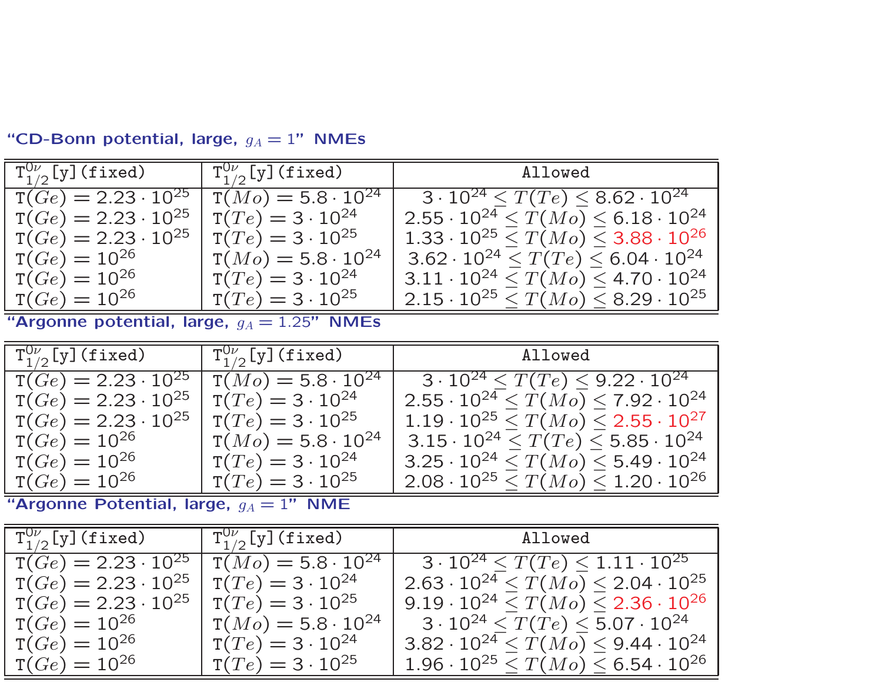**"CD-Bonn potential, large, $g_A = 1$" NMEs**

| $T^{0\nu}_{1/2}$[y](fixed) | $T^{0\nu}_{1/2}$[y](fixed) | Allowed |
|---|---|---|
| $T(Ge) = 2.23 \cdot 10^{25}$ | $T(Mo) = 5.8 \cdot 10^{24}$ | $3 \cdot 10^{24} \le T(Te) \le 8.62 \cdot 10^{24}$ |
| $T(Ge) = 2.23 \cdot 10^{25}$ | $T(Te) = 3 \cdot 10^{24}$ | $2.55 \cdot 10^{24} \le T(Mo) \le 6.18 \cdot 10^{24}$ |
| $T(Ge) = 2.23 \cdot 10^{25}$ | $T(Te) = 3 \cdot 10^{25}$ | $1.33 \cdot 10^{25} \le T(Mo) \le 3.88 \cdot 10^{26}$ |
| $T(Ge) = 10^{26}$ | $T(Mo) = 5.8 \cdot 10^{24}$ | $3.62 \cdot 10^{24} \le T(Te) \le 6.04 \cdot 10^{24}$ |
| $T(Ge) = 10^{26}$ | $T(Te) = 3 \cdot 10^{24}$ | $3.11 \cdot 10^{24} \le T(Mo) \le 4.70 \cdot 10^{24}$ |
| $T(Ge) = 10^{26}$ | $T(Te) = 3 \cdot 10^{25}$ | $2.15 \cdot 10^{25} \le T(Mo) \le 8.29 \cdot 10^{25}$ |

**"Argonne potential, large, $g_A = 1.25$" NMEs**

| $T^{0\nu}_{1/2}$[y](fixed) | $T^{0\nu}_{1/2}$[y](fixed) | Allowed |
|---|---|---|
| $T(Ge) = 2.23 \cdot 10^{25}$ | $T(Mo) = 5.8 \cdot 10^{24}$ | $3 \cdot 10^{24} \le T(Te) \le 9.22 \cdot 10^{24}$ |
| $T(Ge) = 2.23 \cdot 10^{25}$ | $T(Te) = 3 \cdot 10^{24}$ | $2.55 \cdot 10^{24} \le T(Mo) \le 7.92 \cdot 10^{24}$ |
| $T(Ge) = 2.23 \cdot 10^{25}$ | $T(Te) = 3 \cdot 10^{25}$ | $1.19 \cdot 10^{25} \le T(Mo) \le 2.55 \cdot 10^{27}$ |
| $T(Ge) = 10^{26}$ | $T(Mo) = 5.8 \cdot 10^{24}$ | $3.15 \cdot 10^{24} \le T(Te) \le 5.85 \cdot 10^{24}$ |
| $T(Ge) = 10^{26}$ | $T(Te) = 3 \cdot 10^{24}$ | $3.25 \cdot 10^{24} \le T(Mo) \le 5.49 \cdot 10^{24}$ |
| $T(Ge) = 10^{26}$ | $T(Te) = 3 \cdot 10^{25}$ | $2.08 \cdot 10^{25} \le T(Mo) \le 1.20 \cdot 10^{26}$ |

**"Argonne Potential, large, $g_A = 1$" NME**

| $T^{0\nu}_{1/2}$[y](fixed) | $T^{0\nu}_{1/2}$[y](fixed) | Allowed |
|---|---|---|
| $T(Ge) = 2.23 \cdot 10^{25}$ | $T(Mo) = 5.8 \cdot 10^{24}$ | $3 \cdot 10^{24} \le T(Te) \le 1.11 \cdot 10^{25}$ |
| $T(Ge) = 2.23 \cdot 10^{25}$ | $T(Te) = 3 \cdot 10^{24}$ | $2.63 \cdot 10^{24} \le T(Mo) \le 2.04 \cdot 10^{25}$ |
| $T(Ge) = 2.23 \cdot 10^{25}$ | $T(Te) = 3 \cdot 10^{25}$ | $9.19 \cdot 10^{24} \le T(Mo) \le 2.36 \cdot 10^{26}$ |
| $T(Ge) = 10^{26}$ | $T(Mo) = 5.8 \cdot 10^{24}$ | $3 \cdot 10^{24} \le T(Te) \le 5.07 \cdot 10^{24}$ |
| $T(Ge) = 10^{26}$ | $T(Te) = 3 \cdot 10^{24}$ | $3.82 \cdot 10^{24} \le T(Mo) \le 9.44 \cdot 10^{24}$ |
| $T(Ge) = 10^{26}$ | $T(Te) = 3 \cdot 10^{25}$ | $1.96 \cdot 10^{25} \le T(Mo) \le 6.54 \cdot 10^{26}$ |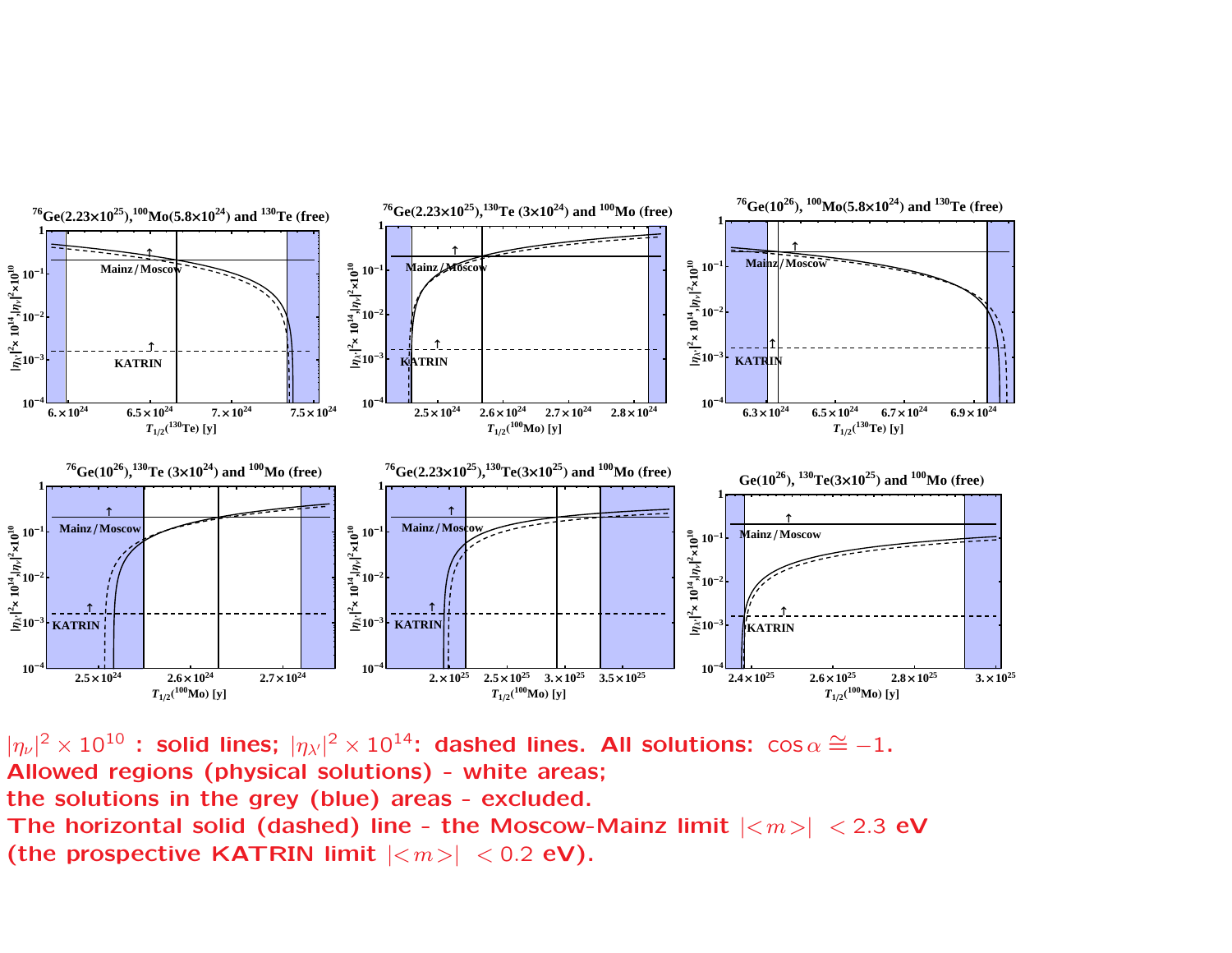$^{76}$Ge($2.23\times10^{25}$), $^{100}$Mo($5.8\times10^{24}$) and $^{130}$Te (free)

$^{76}$Ge($2.23\times10^{25}$), $^{130}$Te ($3\times10^{24}$) and $^{100}$Mo (free)

$^{76}$Ge($10^{26}$), $^{100}$Mo($5.8\times10^{24}$) and $^{130}$Te (free)

$^{76}$Ge($10^{26}$), $^{130}$Te ($3\times10^{24}$) and $^{100}$Mo (free)

$^{76}$Ge($2.23\times10^{25}$), $^{130}$Te($3\times10^{25}$) and $^{100}$Mo (free)

Ge($10^{26}$), $^{130}$Te($3\times10^{25}$) and $^{100}$Mo (free)

**$|\eta_\nu|^2\times10^{10}$ : solid lines; $|\eta_{\lambda'}|^2\times10^{14}$: dashed lines. All solutions: $\cos\alpha\cong-1$.**
**Allowed regions (physical solutions) - white areas;**
**the solutions in the grey (blue) areas - excluded.**
**The horizontal solid (dashed) line - the Moscow-Mainz limit $|<m>|\ <2.3$ eV**
**(the prospective KATRIN limit $|<m>|\ <0.2$ eV).**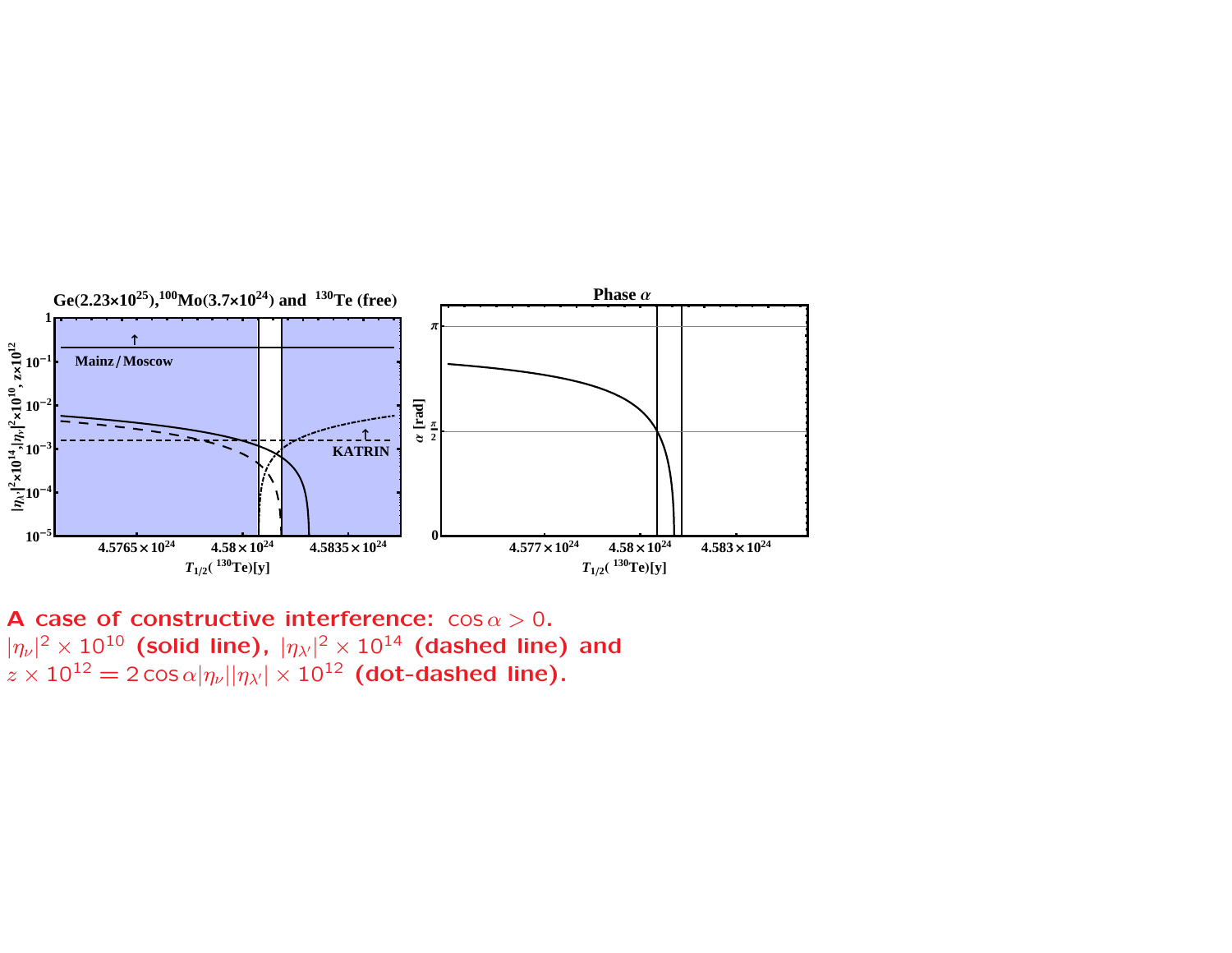**A case of constructive interference:** $\cos\alpha > 0$.
$|\eta_\nu|^2 \times 10^{10}$ **(solid line),** $|\eta_{\lambda'}|^2 \times 10^{14}$ **(dashed line) and**
$z \times 10^{12} = 2\cos\alpha|\eta_\nu||\eta_{\lambda'}| \times 10^{12}$ **(dot-dashed line).**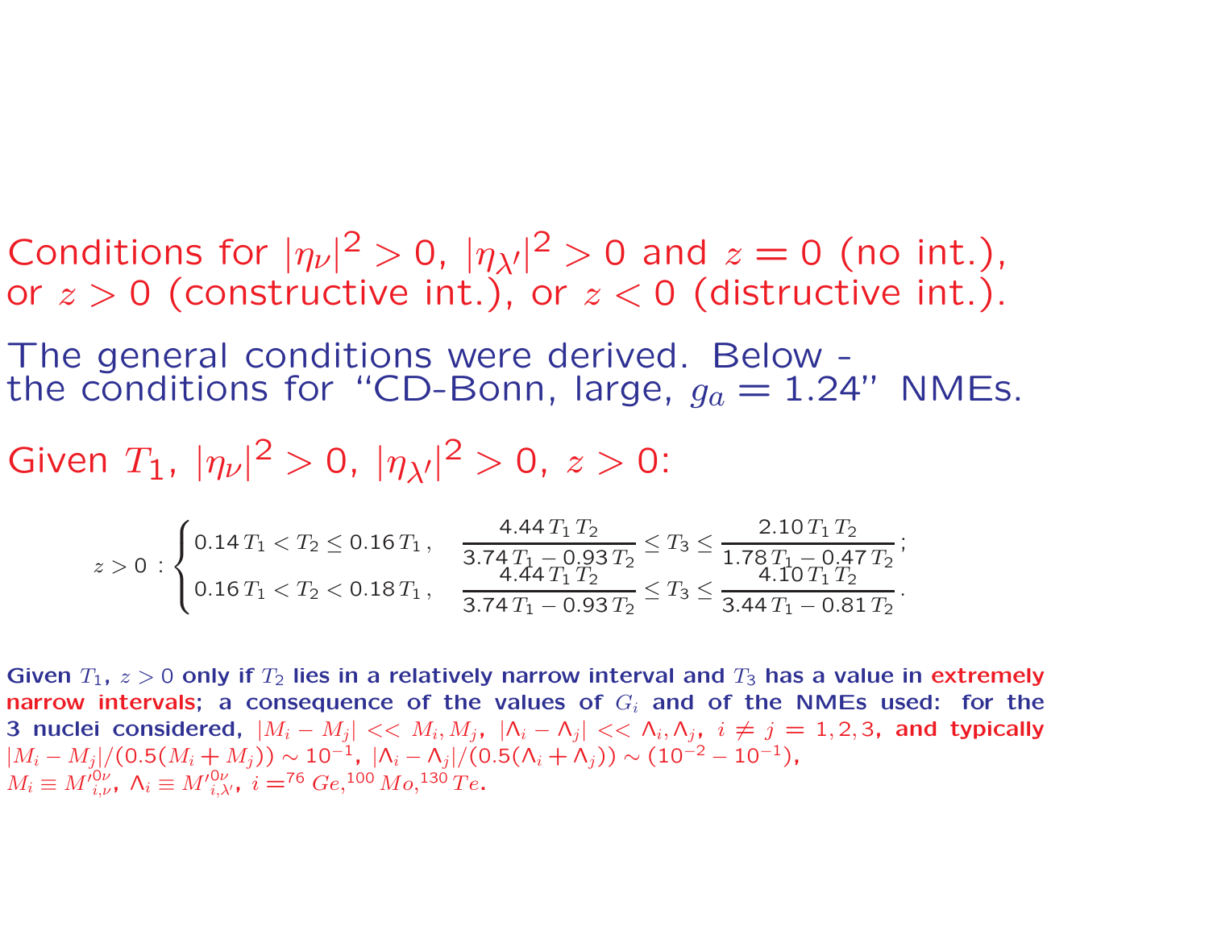Conditions for $|\eta_\nu|^2 > 0$, $|\eta_{\lambda'}|^2 > 0$ and $z = 0$ (no int.), or $z > 0$ (constructive int.), or $z < 0$ (distructive int.).

The general conditions were derived. Below - the conditions for "CD-Bonn, large, $g_a = 1.24$" NMEs.

Given $T_1$, $|\eta_\nu|^2 > 0$, $|\eta_{\lambda'}|^2 > 0$, $z > 0$:

$$
z > 0 \, : \begin{cases} 0.14\,T_1 < T_2 \leq 0.16\,T_1\,, & \dfrac{4.44\,T_1\,T_2}{3.74\,T_1 - 0.93\,T_2} \leq T_3 \leq \dfrac{2.10\,T_1\,T_2}{1.78\,T_1 - 0.47\,T_2}\,; \\ 0.16\,T_1 < T_2 < 0.18\,T_1\,, & \dfrac{4.44\,T_1\,T_2}{3.74\,T_1 - 0.93\,T_2} \leq T_3 \leq \dfrac{4.10\,T_1\,T_2}{3.44\,T_1 - 0.81\,T_2}\,. \end{cases}
$$

**Given $T_1$, $z > 0$ only if $T_2$ lies in a relatively narrow interval and $T_3$ has a value in extremely narrow intervals; a consequence of the values of $G_i$ and of the NMEs used: for the 3 nuclei considered, $|M_i - M_j| << M_i, M_j$, $|\Lambda_i - \Lambda_j| << \Lambda_i, \Lambda_j$, $i \neq j = 1, 2, 3$, and typically $|M_i - M_j|/(0.5(M_i + M_j)) \sim 10^{-1}$, $|\Lambda_i - \Lambda_j|/(0.5(\Lambda_i + \Lambda_j)) \sim (10^{-2} - 10^{-1})$, $M_i \equiv M'^{0\nu}_{i,\nu}$, $\Lambda_i \equiv M'^{0\nu}_{i,\lambda'}$, $i = {}^{76}Ge, {}^{100}Mo, {}^{130}Te$.**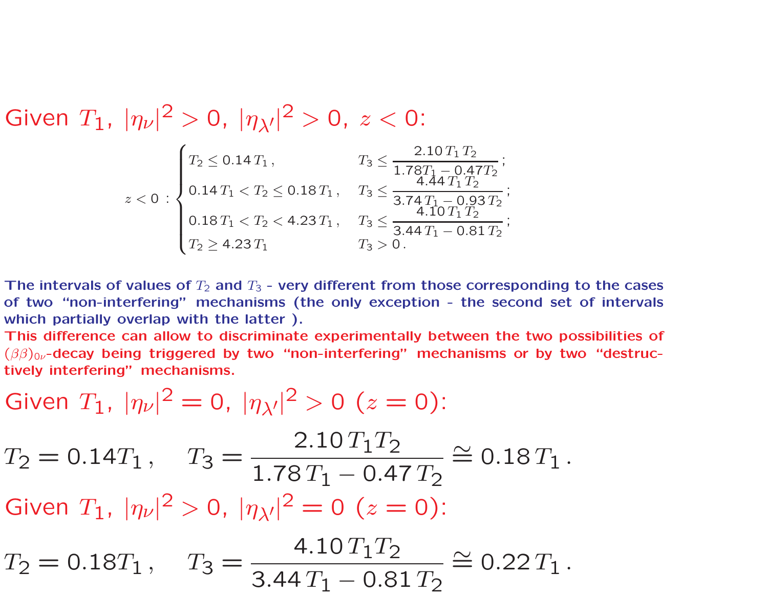Given $T_1$, $|\eta_\nu|^2 > 0$, $|\eta_{\lambda'}|^2 > 0$, $z < 0$:

$$
z < 0 \; : \begin{cases}
T_2 \le 0.14\, T_1\,, & T_3 \le \dfrac{2.10\, T_1\, T_2}{1.78 T_1 - 0.47 T_2}\,; \\
0.14\, T_1 < T_2 \le 0.18\, T_1\,, & T_3 \le \dfrac{4.44\, T_1\, T_2}{3.74\, T_1 - 0.93\, T_2}\,; \\
0.18\, T_1 < T_2 < 4.23\, T_1\,, & T_3 \le \dfrac{4.10\, T_1\, T_2}{3.44\, T_1 - 0.81\, T_2}\,; \\
T_2 \ge 4.23\, T_1 & T_3 > 0\,.
\end{cases}
$$

**The intervals of values of $T_2$ and $T_3$ - very different from those corresponding to the cases of two "non-interfering" mechanisms (the only exception - the second set of intervals which partially overlap with the latter ).**

**This difference can allow to discriminate experimentally between the two possibilities of $(\beta\beta)_{0\nu}$-decay being triggered by two "non-interfering" mechanisms or by two "destructively interfering" mechanisms.**

Given $T_1$, $|\eta_\nu|^2 = 0$, $|\eta_{\lambda'}|^2 > 0$ ($z = 0$):

$$
T_2 = 0.14 T_1\,, \quad T_3 = \frac{2.10\, T_1 T_2}{1.78\, T_1 - 0.47\, T_2} \cong 0.18\, T_1\,.
$$

Given $T_1$, $|\eta_\nu|^2 > 0$, $|\eta_{\lambda'}|^2 = 0$ ($z = 0$):

$$
T_2 = 0.18 T_1\,, \quad T_3 = \frac{4.10\, T_1 T_2}{3.44\, T_1 - 0.81\, T_2} \cong 0.22\, T_1\,.
$$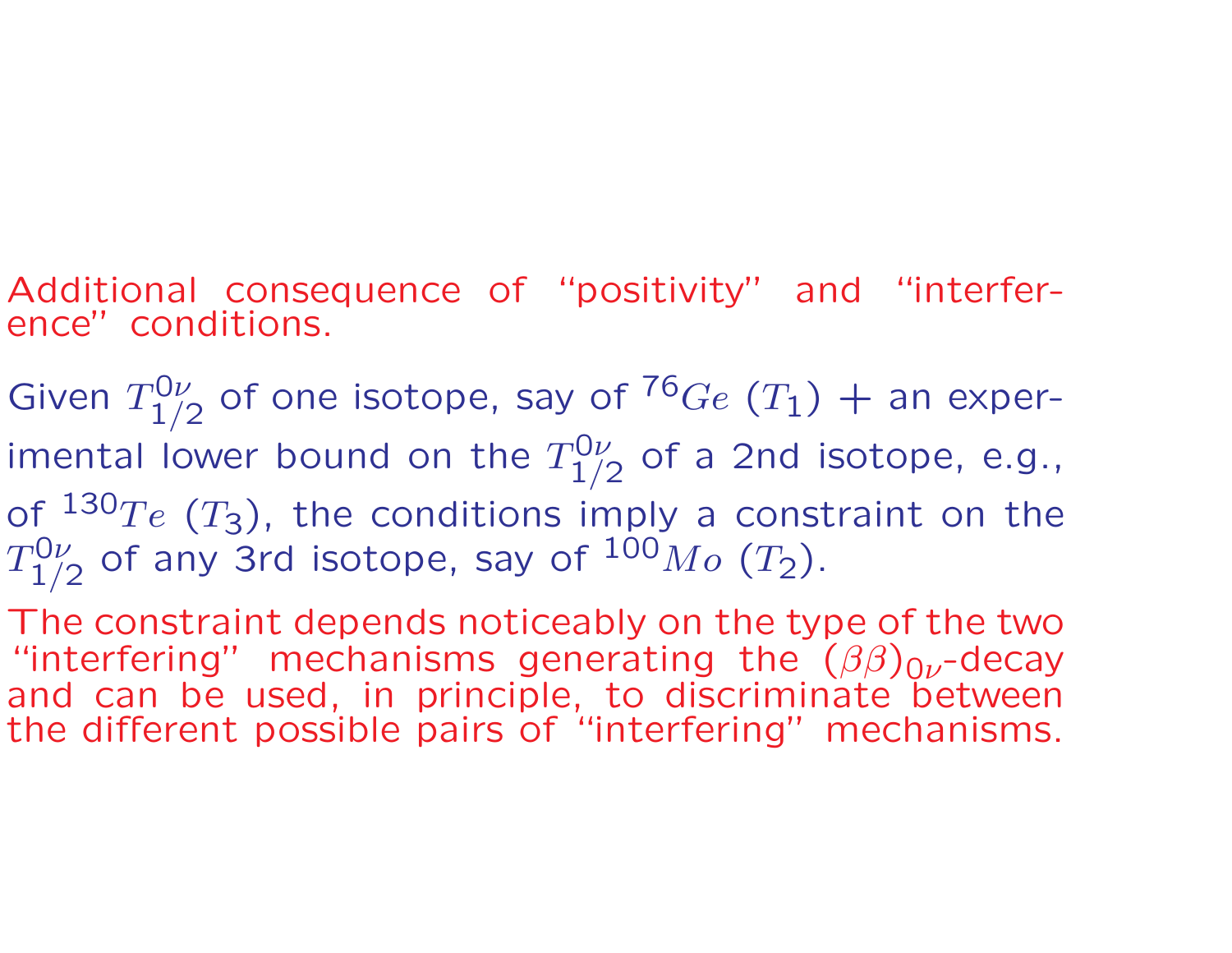Additional consequence of "positivity" and "interference" conditions.

Given $T^{0\nu}_{1/2}$ of one isotope, say of $^{76}Ge$ ($T_1$) + an experimental lower bound on the $T^{0\nu}_{1/2}$ of a 2nd isotope, e.g., of $^{130}Te$ ($T_3$), the conditions imply a constraint on the $T^{0\nu}_{1/2}$ of any 3rd isotope, say of $^{100}Mo$ ($T_2$).

The constraint depends noticeably on the type of the two "interfering" mechanisms generating the $(\beta\beta)_{0\nu}$-decay and can be used, in principle, to discriminate between the different possible pairs of "interfering" mechanisms.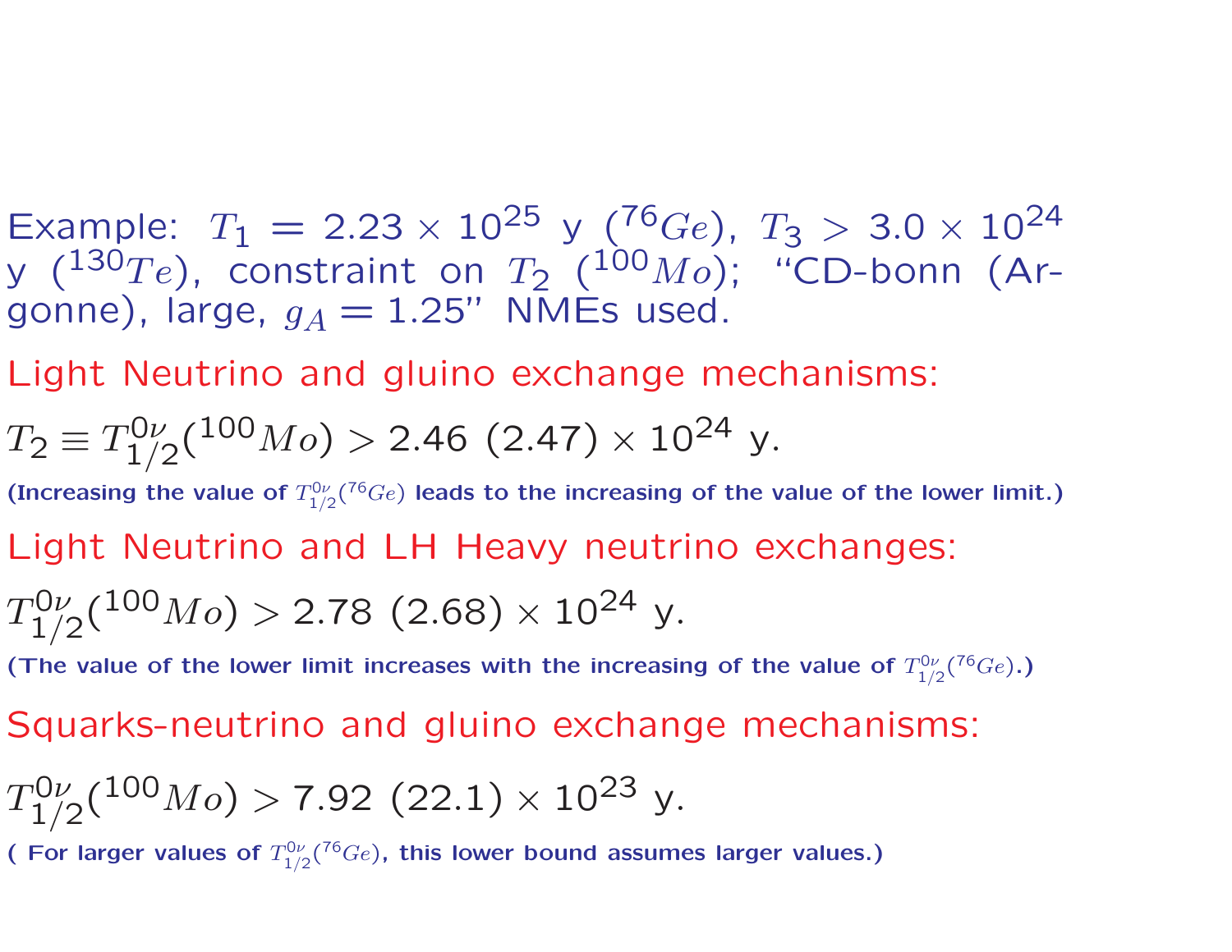Example: $T_1 = 2.23 \times 10^{25}$ y ($^{76}Ge$), $T_3 > 3.0 \times 10^{24}$ y ($^{130}Te$), constraint on $T_2$ ($^{100}Mo$); "CD-bonn (Argonne), large, $g_A = 1.25$" NMEs used.

## Light Neutrino and gluino exchange mechanisms:

$$T_2 \equiv T^{0\nu}_{1/2}(^{100}Mo) > 2.46\ (2.47) \times 10^{24}\ \text{y}.$$

**(Increasing the value of $T^{0\nu}_{1/2}(^{76}Ge)$ leads to the increasing of the value of the lower limit.)**

## Light Neutrino and LH Heavy neutrino exchanges:

$$T^{0\nu}_{1/2}(^{100}Mo) > 2.78\ (2.68) \times 10^{24}\ \text{y}.$$

**(The value of the lower limit increases with the increasing of the value of $T^{0\nu}_{1/2}(^{76}Ge)$.)**

## Squarks-neutrino and gluino exchange mechanisms:

$$T^{0\nu}_{1/2}(^{100}Mo) > 7.92\ (22.1) \times 10^{23}\ \text{y}.$$

**( For larger values of $T^{0\nu}_{1/2}(^{76}Ge)$, this lower bound assumes larger values.)**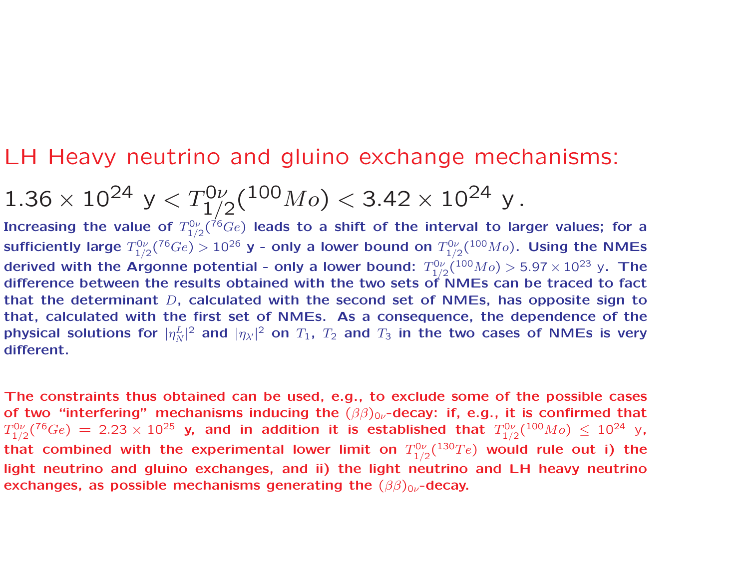## LH Heavy neutrino and gluino exchange mechanisms:

$$1.36 \times 10^{24}\ \text{y} < T^{0\nu}_{1/2}(^{100}Mo) < 3.42 \times 10^{24}\ \text{y}\,.$$

**Increasing the value of $T^{0\nu}_{1/2}(^{76}Ge)$ leads to a shift of the interval to larger values; for a sufficiently large $T^{0\nu}_{1/2}(^{76}Ge) > 10^{26}$ y - only a lower bound on $T^{0\nu}_{1/2}(^{100}Mo)$. Using the NMEs derived with the Argonne potential - only a lower bound: $T^{0\nu}_{1/2}(^{100}Mo) > 5.97 \times 10^{23}$ y. The difference between the results obtained with the two sets of NMEs can be traced to fact that the determinant $D$, calculated with the second set of NMEs, has opposite sign to that, calculated with the first set of NMEs. As a consequence, the dependence of the physical solutions for $|\eta^L_N|^2$ and $|\eta_{\lambda'}|^2$ on $T_1$, $T_2$ and $T_3$ in the two cases of NMEs is very different.**

**The constraints thus obtained can be used, e.g., to exclude some of the possible cases of two "interfering" mechanisms inducing the $(\beta\beta)_{0\nu}$-decay: if, e.g., it is confirmed that $T^{0\nu}_{1/2}(^{76}Ge) = 2.23 \times 10^{25}$ y, and in addition it is established that $T^{0\nu}_{1/2}(^{100}Mo) \leq 10^{24}$ y, that combined with the experimental lower limit on $T^{0\nu}_{1/2}(^{130}Te)$ would rule out i) the light neutrino and gluino exchanges, and ii) the light neutrino and LH heavy neutrino exchanges, as possible mechanisms generating the $(\beta\beta)_{0\nu}$-decay.**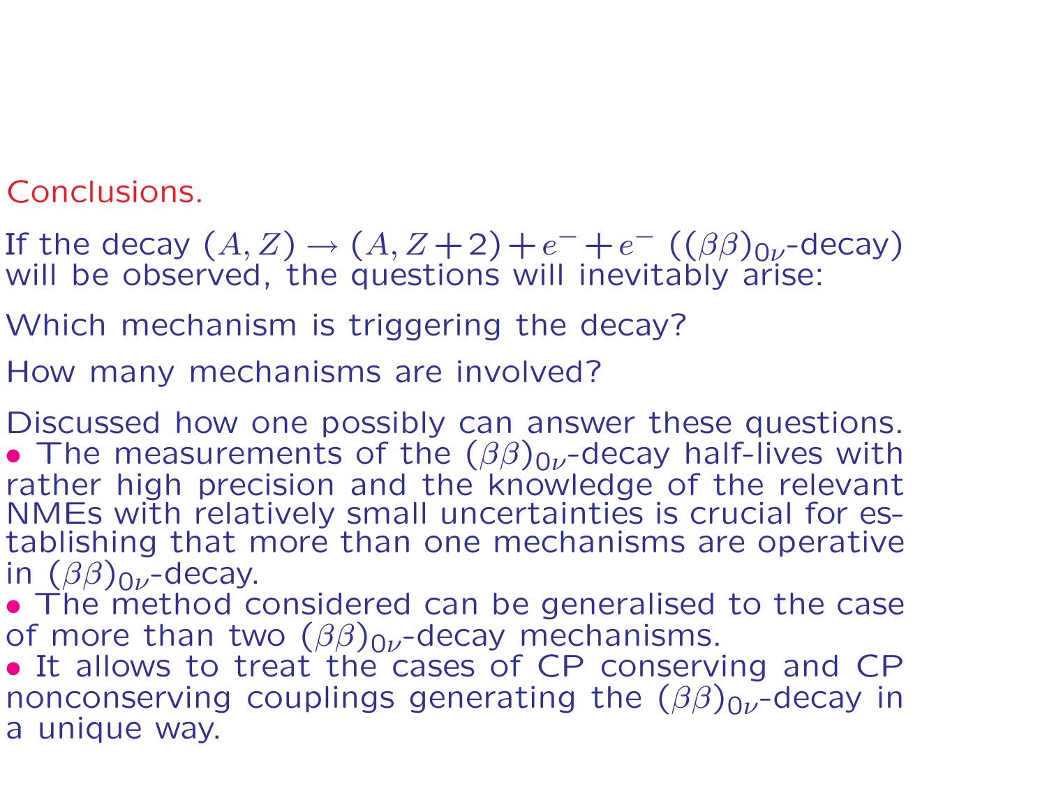## Conclusions.

If the decay $(A, Z) \rightarrow (A, Z+2) + e^- + e^-$ ($(\beta\beta)_{0\nu}$-decay) will be observed, the questions will inevitably arise:

Which mechanism is triggering the decay?

How many mechanisms are involved?

Discussed how one possibly can answer these questions.

- The measurements of the $(\beta\beta)_{0\nu}$-decay half-lives with rather high precision and the knowledge of the relevant NMEs with relatively small uncertainties is crucial for establishing that more than one mechanisms are operative in $(\beta\beta)_{0\nu}$-decay.
- The method considered can be generalised to the case of more than two $(\beta\beta)_{0\nu}$-decay mechanisms.
- It allows to treat the cases of CP conserving and CP nonconserving couplings generating the $(\beta\beta)_{0\nu}$-decay in a unique way.